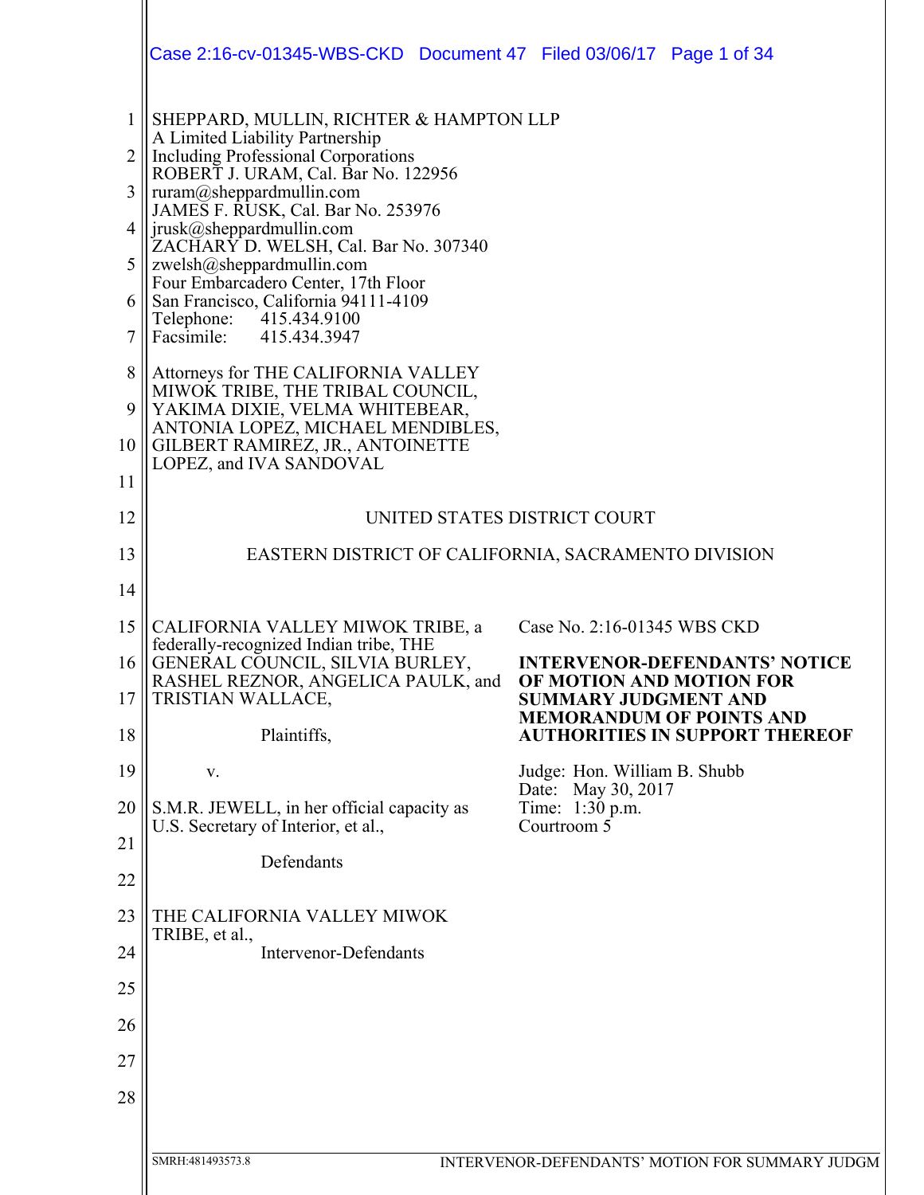SHEPPARD, MULLIN, RICHTER & HAMPTON LLP
A Limited Liability Partnership
Including Professional Corporations
ROBERT J. URAM, Cal. Bar No. 122956
ruram@sheppardmullin.com
JAMES F. RUSK, Cal. Bar No. 253976
jrusk@sheppardmullin.com
ZACHARY D. WELSH, Cal. Bar No. 307340
zwelsh@sheppardmullin.com
Four Embarcadero Center, 17th Floor
San Francisco, California 94111-4109
Telephone: 415.434.9100
Facsimile: 415.434.3947

Attorneys for THE CALIFORNIA VALLEY MIWOK TRIBE, THE TRIBAL COUNCIL, YAKIMA DIXIE, VELMA WHITEBEAR, ANTONIA LOPEZ, MICHAEL MENDIBLES, GILBERT RAMIREZ, JR., ANTOINETTE LOPEZ, and IVA SANDOVAL

UNITED STATES DISTRICT COURT

EASTERN DISTRICT OF CALIFORNIA, SACRAMENTO DIVISION

CALIFORNIA VALLEY MIWOK TRIBE, a federally-recognized Indian tribe, THE GENERAL COUNCIL, SILVIA BURLEY, RASHEL REZNOR, ANGELICA PAULK, and TRISTIAN WALLACE,

Plaintiffs,

v.

S.M.R. JEWELL, in her official capacity as U.S. Secretary of Interior, et al.,

Defendants

THE CALIFORNIA VALLEY MIWOK TRIBE, et al.,

Intervenor-Defendants

Case No. 2:16-01345 WBS CKD

**INTERVENOR-DEFENDANTS' NOTICE OF MOTION AND MOTION FOR SUMMARY JUDGMENT AND MEMORANDUM OF POINTS AND AUTHORITIES IN SUPPORT THEREOF**

Judge: Hon. William B. Shubb
Date: May 30, 2017
Time: 1:30 p.m.
Courtroom 5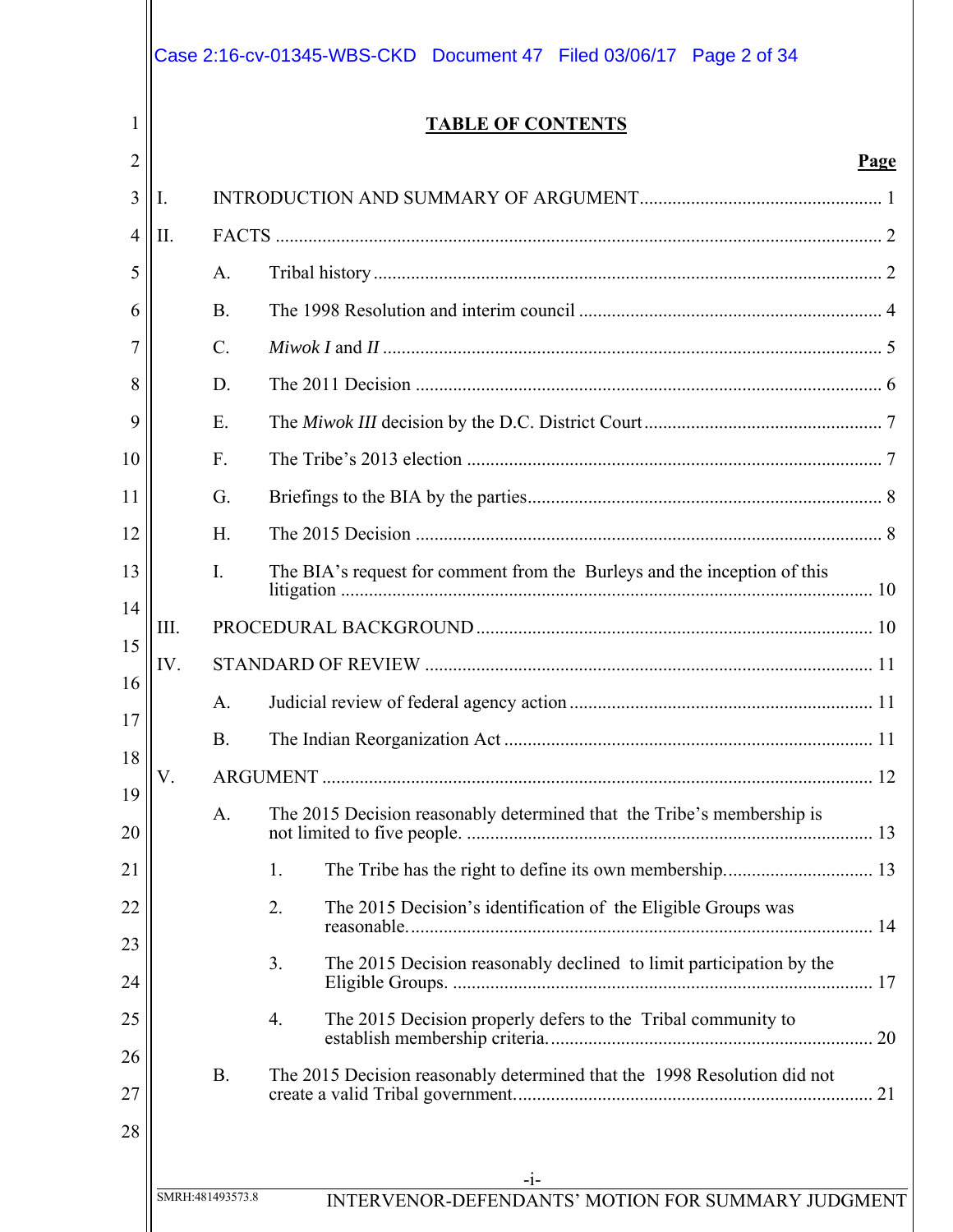# TABLE OF CONTENTS

| | Page |
|---|---|
| I. INTRODUCTION AND SUMMARY OF ARGUMENT | 1 |
| II. FACTS | 2 |
| A. Tribal history | 2 |
| B. The 1998 Resolution and interim council | 4 |
| C. *Miwok I* and *II* | 5 |
| D. The 2011 Decision | 6 |
| E. The *Miwok III* decision by the D.C. District Court | 7 |
| F. The Tribe's 2013 election | 7 |
| G. Briefings to the BIA by the parties | 8 |
| H. The 2015 Decision | 8 |
| I. The BIA's request for comment from the Burleys and the inception of this litigation | 10 |
| III. PROCEDURAL BACKGROUND | 10 |
| IV. STANDARD OF REVIEW | 11 |
| A. Judicial review of federal agency action | 11 |
| B. The Indian Reorganization Act | 11 |
| V. ARGUMENT | 12 |
| A. The 2015 Decision reasonably determined that the Tribe's membership is not limited to five people. | 13 |
| 1. The Tribe has the right to define its own membership. | 13 |
| 2. The 2015 Decision's identification of the Eligible Groups was reasonable. | 14 |
| 3. The 2015 Decision reasonably declined to limit participation by the Eligible Groups. | 17 |
| 4. The 2015 Decision properly defers to the Tribal community to establish membership criteria. | 20 |
| B. The 2015 Decision reasonably determined that the 1998 Resolution did not create a valid Tribal government. | 21 |

SMRH:481493573.8

INTERVENOR-DEFENDANTS' MOTION FOR SUMMARY JUDGMENT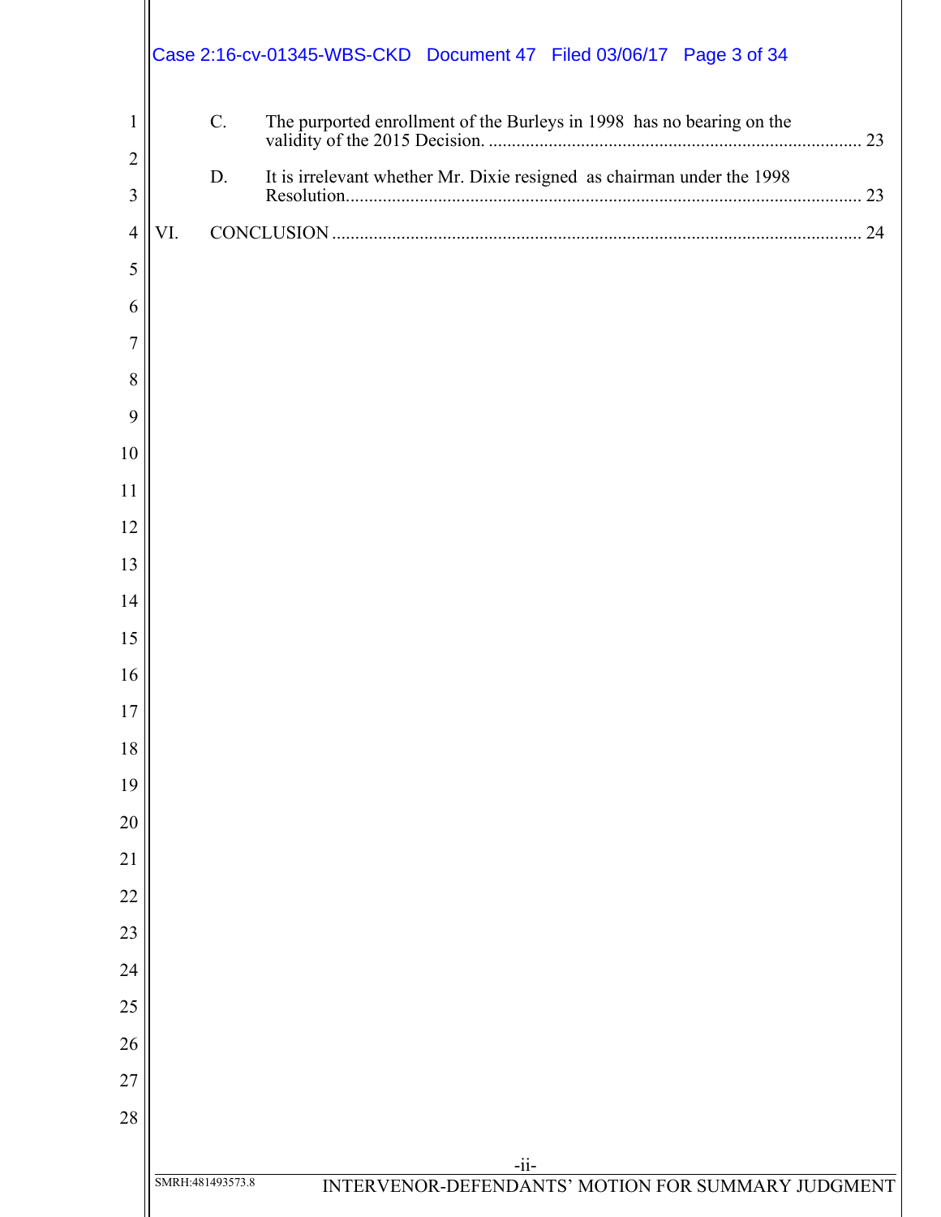C. The purported enrollment of the Burleys in 1998 has no bearing on the validity of the 2015 Decision. ................................................................................. 23

D. It is irrelevant whether Mr. Dixie resigned as chairman under the 1998 Resolution.............................................................................................................. 23

VI. CONCLUSION ................................................................................................................. 24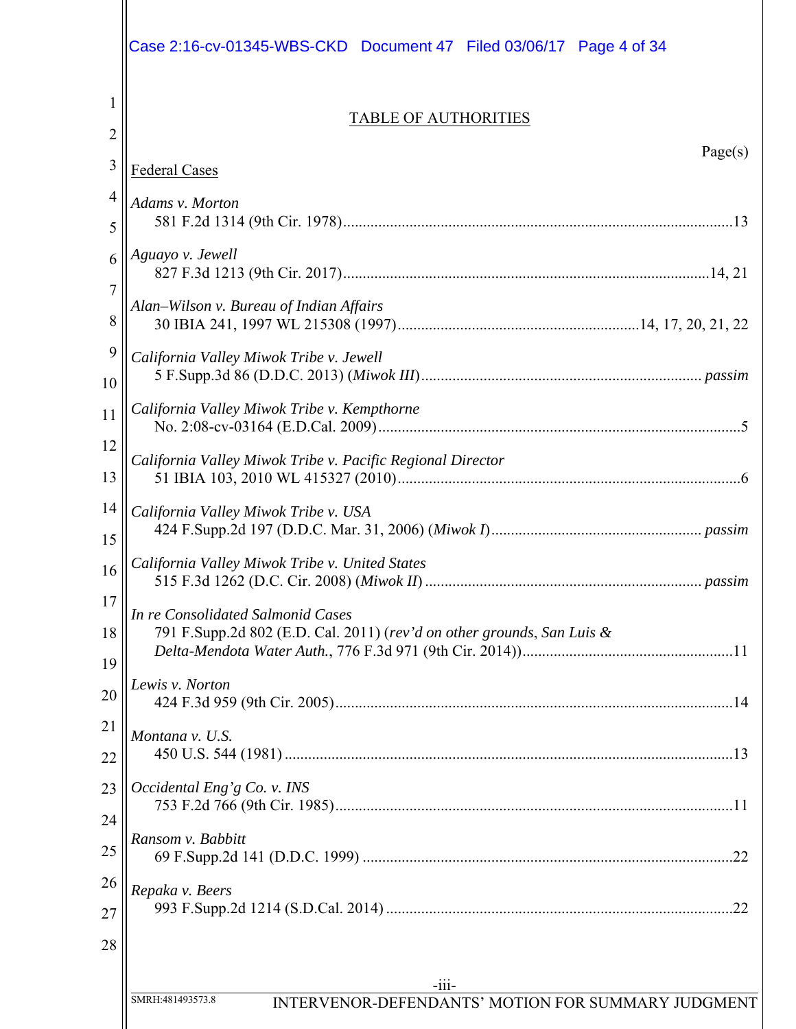## TABLE OF AUTHORITIES

Page(s)

**Federal Cases**

*Adams v. Morton*
581 F.2d 1314 (9th Cir. 1978)....................13

*Aguayo v. Jewell*
827 F.3d 1213 (9th Cir. 2017)....................14, 21

*Alan–Wilson v. Bureau of Indian Affairs*
30 IBIA 241, 1997 WL 215308 (1997)....................14, 17, 20, 21, 22

*California Valley Miwok Tribe v. Jewell*
5 F.Supp.3d 86 (D.D.C. 2013) (*Miwok III*).................... *passim*

*California Valley Miwok Tribe v. Kempthorne*
No. 2:08-cv-03164 (E.D.Cal. 2009)....................5

*California Valley Miwok Tribe v. Pacific Regional Director*
51 IBIA 103, 2010 WL 415327 (2010)....................6

*California Valley Miwok Tribe v. USA*
424 F.Supp.2d 197 (D.D.C. Mar. 31, 2006) (*Miwok I*).................... *passim*

*California Valley Miwok Tribe v. United States*
515 F.3d 1262 (D.C. Cir. 2008) (*Miwok II*).................... *passim*

*In re Consolidated Salmonid Cases*
791 F.Supp.2d 802 (E.D. Cal. 2011) (*rev'd on other grounds*, *San Luis & Delta-Mendota Water Auth.*, 776 F.3d 971 (9th Cir. 2014))....................11

*Lewis v. Norton*
424 F.3d 959 (9th Cir. 2005)....................14

*Montana v. U.S.*
450 U.S. 544 (1981)....................13

*Occidental Eng'g Co. v. INS*
753 F.2d 766 (9th Cir. 1985)....................11

*Ransom v. Babbitt*
69 F.Supp.2d 141 (D.D.C. 1999)....................22

*Repaka v. Beers*
993 F.Supp.2d 1214 (S.D.Cal. 2014)....................22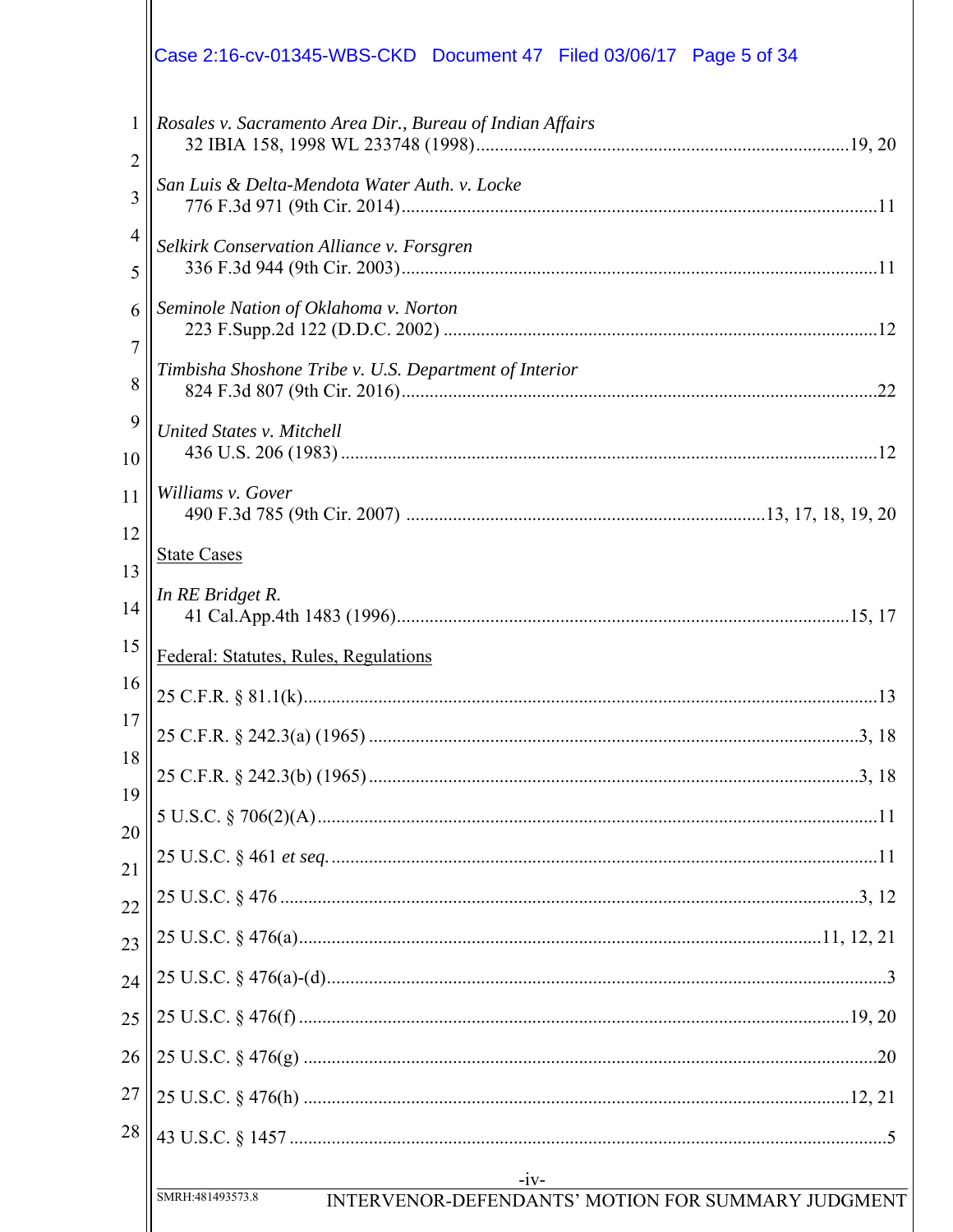*Rosales v. Sacramento Area Dir., Bureau of Indian Affairs*
32 IBIA 158, 1998 WL 233748 (1998) ........ 19, 20

*San Luis & Delta-Mendota Water Auth. v. Locke*
776 F.3d 971 (9th Cir. 2014) ........ 11

*Selkirk Conservation Alliance v. Forsgren*
336 F.3d 944 (9th Cir. 2003) ........ 11

*Seminole Nation of Oklahoma v. Norton*
223 F.Supp.2d 122 (D.D.C. 2002) ........ 12

*Timbisha Shoshone Tribe v. U.S. Department of Interior*
824 F.3d 807 (9th Cir. 2016) ........ 22

*United States v. Mitchell*
436 U.S. 206 (1983) ........ 12

*Williams v. Gover*
490 F.3d 785 (9th Cir. 2007) ........ 13, 17, 18, 19, 20

State Cases

*In RE Bridget R.*
41 Cal.App.4th 1483 (1996) ........ 15, 17

Federal: Statutes, Rules, Regulations

25 C.F.R. § 81.1(k) ........ 13

25 C.F.R. § 242.3(a) (1965) ........ 3, 18

25 C.F.R. § 242.3(b) (1965) ........ 3, 18

5 U.S.C. § 706(2)(A) ........ 11

25 U.S.C. § 461 *et seq.* ........ 11

25 U.S.C. § 476 ........ 3, 12

25 U.S.C. § 476(a) ........ 11, 12, 21

25 U.S.C. § 476(a)-(d) ........ 3

25 U.S.C. § 476(f) ........ 19, 20

25 U.S.C. § 476(g) ........ 20

25 U.S.C. § 476(h) ........ 12, 21

43 U.S.C. § 1457 ........ 5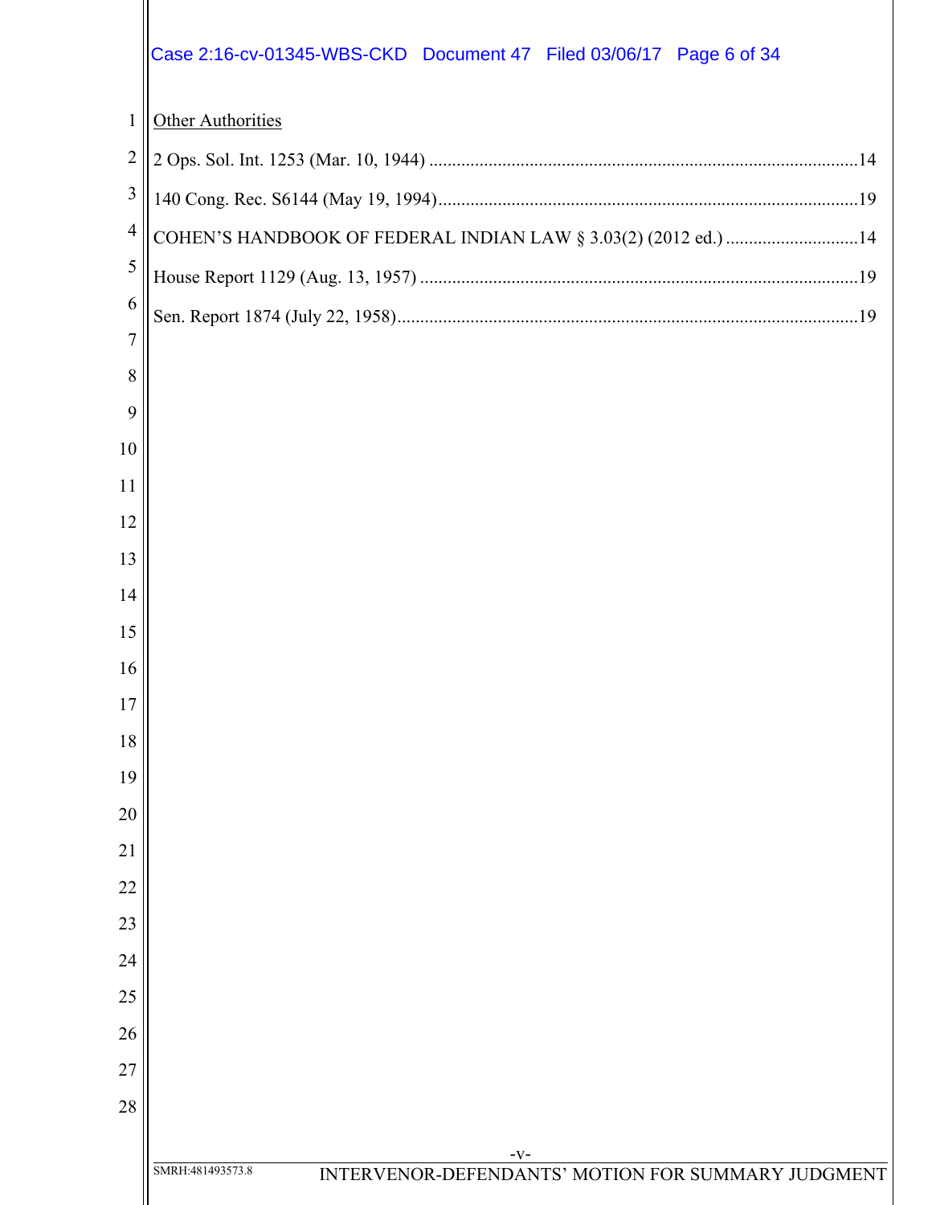Other Authorities

2 Ops. Sol. Int. 1253 (Mar. 10, 1944) .............................................................................................14

140 Cong. Rec. S6144 (May 19, 1994)...........................................................................................19

COHEN'S HANDBOOK OF FEDERAL INDIAN LAW § 3.03(2) (2012 ed.) .............................14

House Report 1129 (Aug. 13, 1957) ...............................................................................................19

Sen. Report 1874 (July 22, 1958)....................................................................................................19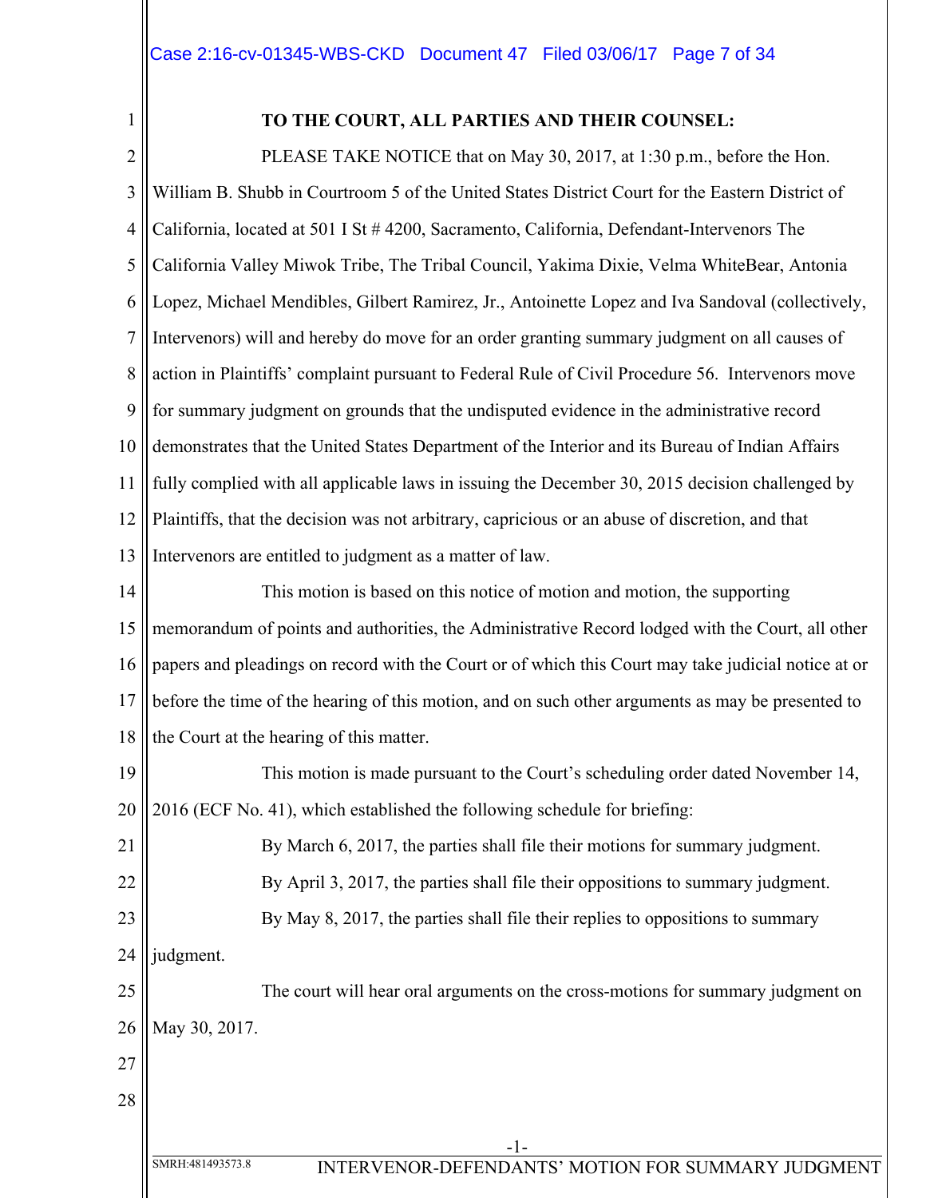**TO THE COURT, ALL PARTIES AND THEIR COUNSEL:**

PLEASE TAKE NOTICE that on May 30, 2017, at 1:30 p.m., before the Hon. William B. Shubb in Courtroom 5 of the United States District Court for the Eastern District of California, located at 501 I St # 4200, Sacramento, California, Defendant-Intervenors The California Valley Miwok Tribe, The Tribal Council, Yakima Dixie, Velma WhiteBear, Antonia Lopez, Michael Mendibles, Gilbert Ramirez, Jr., Antoinette Lopez and Iva Sandoval (collectively, Intervenors) will and hereby do move for an order granting summary judgment on all causes of action in Plaintiffs' complaint pursuant to Federal Rule of Civil Procedure 56. Intervenors move for summary judgment on grounds that the undisputed evidence in the administrative record demonstrates that the United States Department of the Interior and its Bureau of Indian Affairs fully complied with all applicable laws in issuing the December 30, 2015 decision challenged by Plaintiffs, that the decision was not arbitrary, capricious or an abuse of discretion, and that Intervenors are entitled to judgment as a matter of law.

This motion is based on this notice of motion and motion, the supporting memorandum of points and authorities, the Administrative Record lodged with the Court, all other papers and pleadings on record with the Court or of which this Court may take judicial notice at or before the time of the hearing of this motion, and on such other arguments as may be presented to the Court at the hearing of this matter.

This motion is made pursuant to the Court's scheduling order dated November 14, 2016 (ECF No. 41), which established the following schedule for briefing:

By March 6, 2017, the parties shall file their motions for summary judgment.

By April 3, 2017, the parties shall file their oppositions to summary judgment.

By May 8, 2017, the parties shall file their replies to oppositions to summary judgment.

The court will hear oral arguments on the cross-motions for summary judgment on May 30, 2017.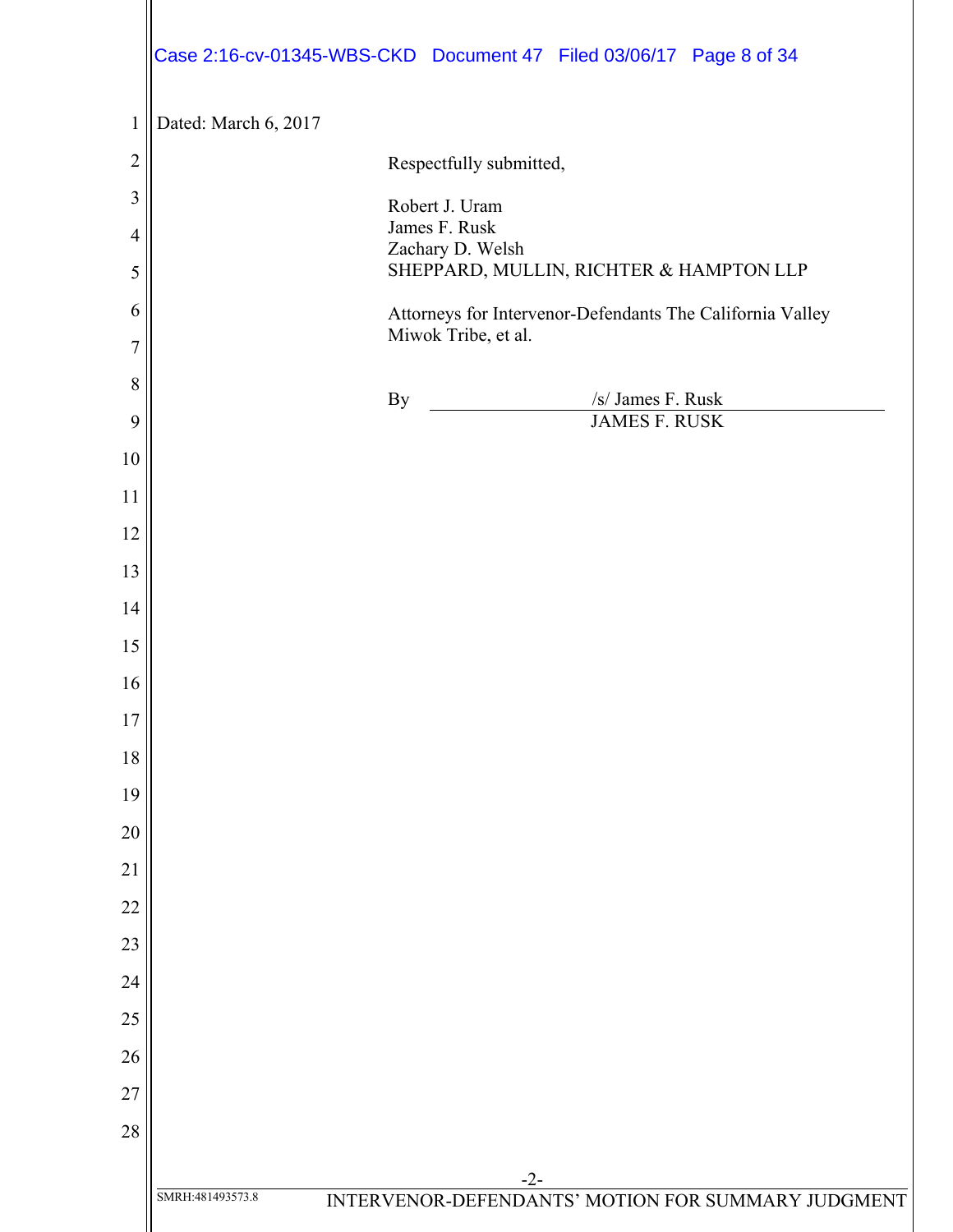Dated: March 6, 2017

Respectfully submitted,

Robert J. Uram
James F. Rusk
Zachary D. Welsh
SHEPPARD, MULLIN, RICHTER & HAMPTON LLP

Attorneys for Intervenor-Defendants The California Valley Miwok Tribe, et al.

By /s/ James F. Rusk
JAMES F. RUSK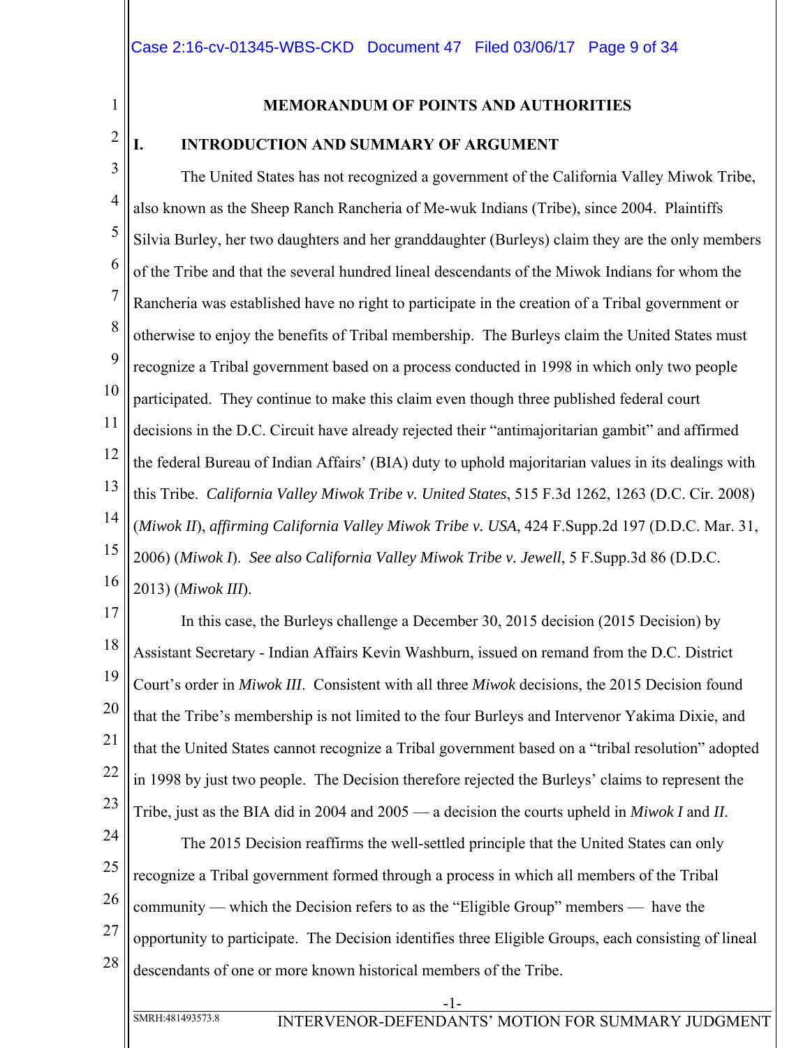## MEMORANDUM OF POINTS AND AUTHORITIES

### I. INTRODUCTION AND SUMMARY OF ARGUMENT

The United States has not recognized a government of the California Valley Miwok Tribe, also known as the Sheep Ranch Rancheria of Me-wuk Indians (Tribe), since 2004. Plaintiffs Silvia Burley, her two daughters and her granddaughter (Burleys) claim they are the only members of the Tribe and that the several hundred lineal descendants of the Miwok Indians for whom the Rancheria was established have no right to participate in the creation of a Tribal government or otherwise to enjoy the benefits of Tribal membership. The Burleys claim the United States must recognize a Tribal government based on a process conducted in 1998 in which only two people participated. They continue to make this claim even though three published federal court decisions in the D.C. Circuit have already rejected their "antimajoritarian gambit" and affirmed the federal Bureau of Indian Affairs' (BIA) duty to uphold majoritarian values in its dealings with this Tribe. *California Valley Miwok Tribe v. United States*, 515 F.3d 1262, 1263 (D.C. Cir. 2008) (*Miwok II*), *affirming California Valley Miwok Tribe v. USA*, 424 F.Supp.2d 197 (D.D.C. Mar. 31, 2006) (*Miwok I*). *See also California Valley Miwok Tribe v. Jewell*, 5 F.Supp.3d 86 (D.D.C. 2013) (*Miwok III*).

In this case, the Burleys challenge a December 30, 2015 decision (2015 Decision) by Assistant Secretary - Indian Affairs Kevin Washburn, issued on remand from the D.C. District Court's order in *Miwok III*. Consistent with all three *Miwok* decisions, the 2015 Decision found that the Tribe's membership is not limited to the four Burleys and Intervenor Yakima Dixie, and that the United States cannot recognize a Tribal government based on a "tribal resolution" adopted in 1998 by just two people. The Decision therefore rejected the Burleys' claims to represent the Tribe, just as the BIA did in 2004 and 2005 — a decision the courts upheld in *Miwok I* and *II*.

The 2015 Decision reaffirms the well-settled principle that the United States can only recognize a Tribal government formed through a process in which all members of the Tribal community — which the Decision refers to as the "Eligible Group" members — have the opportunity to participate. The Decision identifies three Eligible Groups, each consisting of lineal descendants of one or more known historical members of the Tribe.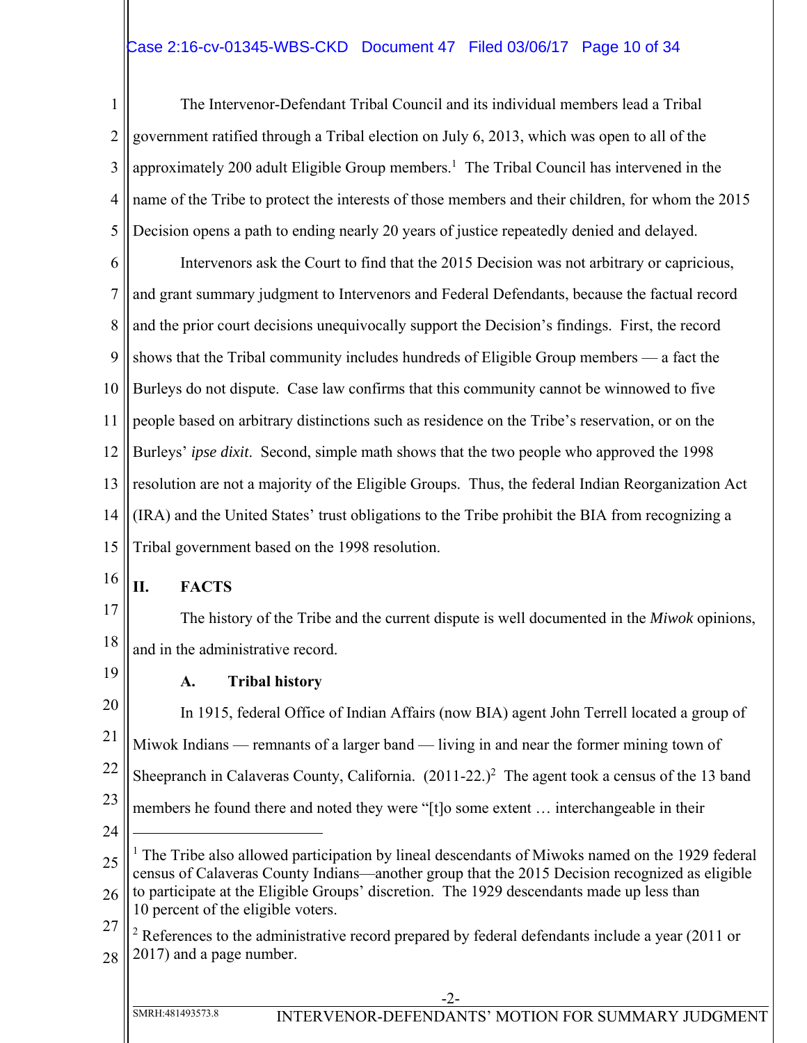The Intervenor-Defendant Tribal Council and its individual members lead a Tribal government ratified through a Tribal election on July 6, 2013, which was open to all of the approximately 200 adult Eligible Group members.[1] The Tribal Council has intervened in the name of the Tribe to protect the interests of those members and their children, for whom the 2015 Decision opens a path to ending nearly 20 years of justice repeatedly denied and delayed.

Intervenors ask the Court to find that the 2015 Decision was not arbitrary or capricious, and grant summary judgment to Intervenors and Federal Defendants, because the factual record and the prior court decisions unequivocally support the Decision's findings. First, the record shows that the Tribal community includes hundreds of Eligible Group members — a fact the Burleys do not dispute. Case law confirms that this community cannot be winnowed to five people based on arbitrary distinctions such as residence on the Tribe's reservation, or on the Burleys' *ipse dixit*. Second, simple math shows that the two people who approved the 1998 resolution are not a majority of the Eligible Groups. Thus, the federal Indian Reorganization Act (IRA) and the United States' trust obligations to the Tribe prohibit the BIA from recognizing a Tribal government based on the 1998 resolution.

## II. FACTS

The history of the Tribe and the current dispute is well documented in the *Miwok* opinions, and in the administrative record.

### A. Tribal history

In 1915, federal Office of Indian Affairs (now BIA) agent John Terrell located a group of Miwok Indians — remnants of a larger band — living in and near the former mining town of Sheepranch in Calaveras County, California. (2011-22.)[2] The agent took a census of the 13 band members he found there and noted they were "[t]o some extent … interchangeable in their

---

[1] The Tribe also allowed participation by lineal descendants of Miwoks named on the 1929 federal census of Calaveras County Indians—another group that the 2015 Decision recognized as eligible to participate at the Eligible Groups' discretion. The 1929 descendants made up less than 10 percent of the eligible voters.

[2] References to the administrative record prepared by federal defendants include a year (2011 or 2017) and a page number.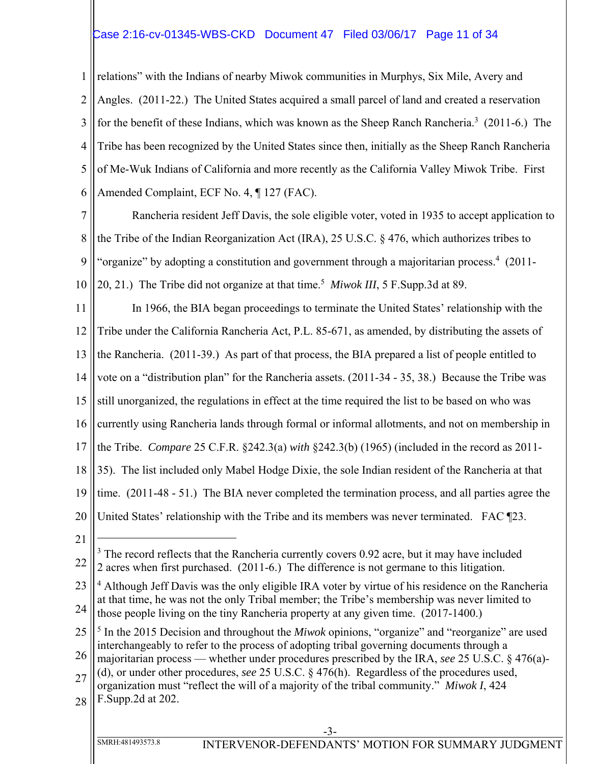relations" with the Indians of nearby Miwok communities in Murphys, Six Mile, Avery and Angles. (2011-22.) The United States acquired a small parcel of land and created a reservation for the benefit of these Indians, which was known as the Sheep Ranch Rancheria.[3] (2011-6.) The Tribe has been recognized by the United States since then, initially as the Sheep Ranch Rancheria of Me-Wuk Indians of California and more recently as the California Valley Miwok Tribe. First Amended Complaint, ECF No. 4, ¶ 127 (FAC).

Rancheria resident Jeff Davis, the sole eligible voter, voted in 1935 to accept application to the Tribe of the Indian Reorganization Act (IRA), 25 U.S.C. § 476, which authorizes tribes to "organize" by adopting a constitution and government through a majoritarian process.[4] (2011-20, 21.) The Tribe did not organize at that time.[5] *Miwok III*, 5 F.Supp.3d at 89.

In 1966, the BIA began proceedings to terminate the United States' relationship with the Tribe under the California Rancheria Act, P.L. 85-671, as amended, by distributing the assets of the Rancheria. (2011-39.) As part of that process, the BIA prepared a list of people entitled to vote on a "distribution plan" for the Rancheria assets. (2011-34 - 35, 38.) Because the Tribe was still unorganized, the regulations in effect at the time required the list to be based on who was currently using Rancheria lands through formal or informal allotments, and not on membership in the Tribe. *Compare* 25 C.F.R. §242.3(a) *with* §242.3(b) (1965) (included in the record as 2011-35). The list included only Mabel Hodge Dixie, the sole Indian resident of the Rancheria at that time. (2011-48 - 51.) The BIA never completed the termination process, and all parties agree the United States' relationship with the Tribe and its members was never terminated. FAC ¶23.

---

[3] The record reflects that the Rancheria currently covers 0.92 acre, but it may have included 2 acres when first purchased. (2011-6.) The difference is not germane to this litigation.

[4] Although Jeff Davis was the only eligible IRA voter by virtue of his residence on the Rancheria at that time, he was not the only Tribal member; the Tribe's membership was never limited to those people living on the tiny Rancheria property at any given time. (2017-1400.)

[5] In the 2015 Decision and throughout the *Miwok* opinions, "organize" and "reorganize" are used interchangeably to refer to the process of adopting tribal governing documents through a majoritarian process — whether under procedures prescribed by the IRA, *see* 25 U.S.C. § 476(a)-(d), or under other procedures, *see* 25 U.S.C. § 476(h). Regardless of the procedures used, organization must "reflect the will of a majority of the tribal community." *Miwok I*, 424 F.Supp.2d at 202.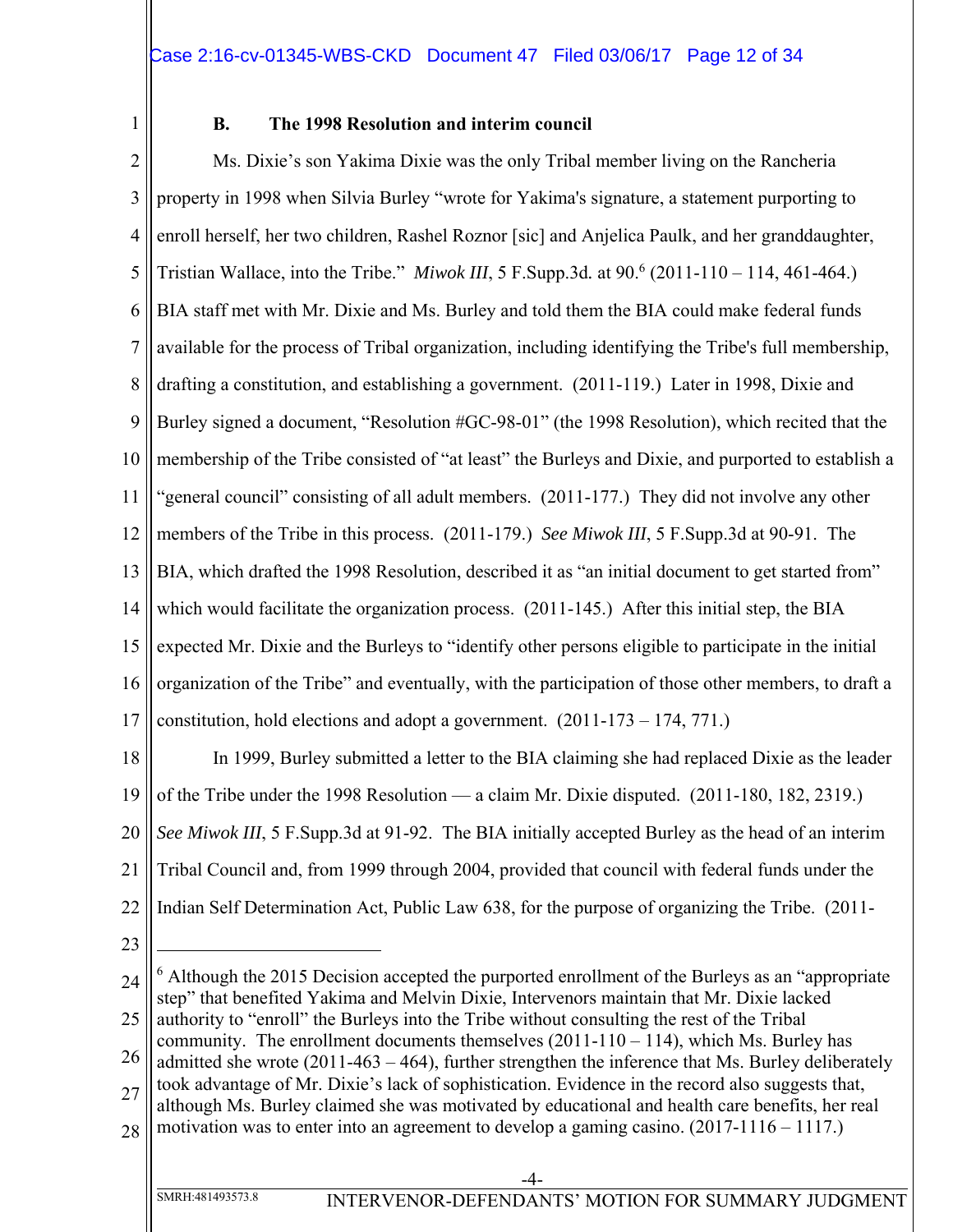### B. The 1998 Resolution and interim council

Ms. Dixie's son Yakima Dixie was the only Tribal member living on the Rancheria property in 1998 when Silvia Burley "wrote for Yakima's signature, a statement purporting to enroll herself, her two children, Rashel Roznor [sic] and Anjelica Paulk, and her granddaughter, Tristian Wallace, into the Tribe." *Miwok III*, 5 F.Supp.3d. at 90.[6] (2011-110 – 114, 461-464.) BIA staff met with Mr. Dixie and Ms. Burley and told them the BIA could make federal funds available for the process of Tribal organization, including identifying the Tribe's full membership, drafting a constitution, and establishing a government. (2011-119.) Later in 1998, Dixie and Burley signed a document, "Resolution #GC-98-01" (the 1998 Resolution), which recited that the membership of the Tribe consisted of "at least" the Burleys and Dixie, and purported to establish a "general council" consisting of all adult members. (2011-177.) They did not involve any other members of the Tribe in this process. (2011-179.) *See Miwok III*, 5 F.Supp.3d at 90-91. The BIA, which drafted the 1998 Resolution, described it as "an initial document to get started from" which would facilitate the organization process. (2011-145.) After this initial step, the BIA expected Mr. Dixie and the Burleys to "identify other persons eligible to participate in the initial organization of the Tribe" and eventually, with the participation of those other members, to draft a constitution, hold elections and adopt a government. (2011-173 – 174, 771.)

In 1999, Burley submitted a letter to the BIA claiming she had replaced Dixie as the leader of the Tribe under the 1998 Resolution — a claim Mr. Dixie disputed. (2011-180, 182, 2319.) *See Miwok III*, 5 F.Supp.3d at 91-92. The BIA initially accepted Burley as the head of an interim Tribal Council and, from 1999 through 2004, provided that council with federal funds under the Indian Self Determination Act, Public Law 638, for the purpose of organizing the Tribe. (2011-

---

[6] Although the 2015 Decision accepted the purported enrollment of the Burleys as an "appropriate step" that benefited Yakima and Melvin Dixie, Intervenors maintain that Mr. Dixie lacked authority to "enroll" the Burleys into the Tribe without consulting the rest of the Tribal community. The enrollment documents themselves (2011-110 – 114), which Ms. Burley has admitted she wrote (2011-463 – 464), further strengthen the inference that Ms. Burley deliberately took advantage of Mr. Dixie's lack of sophistication. Evidence in the record also suggests that, although Ms. Burley claimed she was motivated by educational and health care benefits, her real motivation was to enter into an agreement to develop a gaming casino. (2017-1116 – 1117.)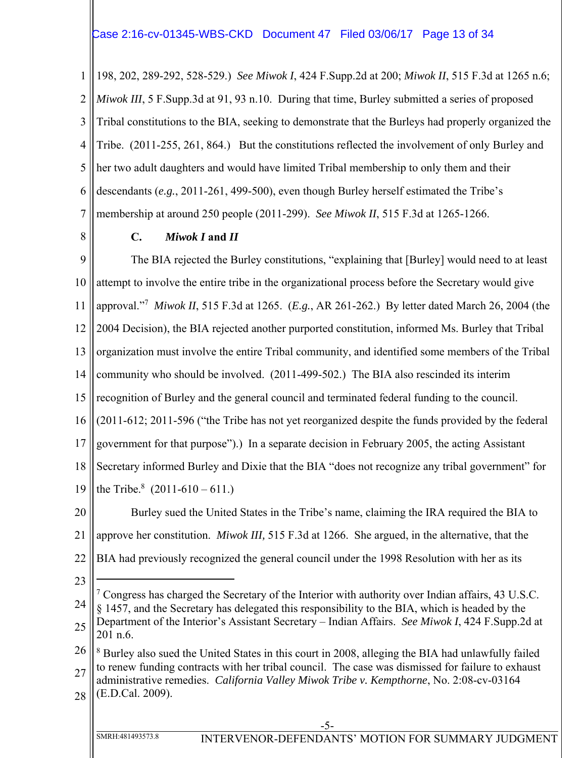198, 202, 289-292, 528-529.) *See Miwok I*, 424 F.Supp.2d at 200; *Miwok II*, 515 F.3d at 1265 n.6; *Miwok III*, 5 F.Supp.3d at 91, 93 n.10. During that time, Burley submitted a series of proposed Tribal constitutions to the BIA, seeking to demonstrate that the Burleys had properly organized the Tribe. (2011-255, 261, 864.) But the constitutions reflected the involvement of only Burley and her two adult daughters and would have limited Tribal membership to only them and their descendants (*e.g.*, 2011-261, 499-500), even though Burley herself estimated the Tribe's membership at around 250 people (2011-299). *See Miwok II*, 515 F.3d at 1265-1266.

### C. *Miwok I* and *II*

The BIA rejected the Burley constitutions, "explaining that [Burley] would need to at least attempt to involve the entire tribe in the organizational process before the Secretary would give approval."[7] *Miwok II*, 515 F.3d at 1265. (*E.g.*, AR 261-262.) By letter dated March 26, 2004 (the 2004 Decision), the BIA rejected another purported constitution, informed Ms. Burley that Tribal organization must involve the entire Tribal community, and identified some members of the Tribal community who should be involved. (2011-499-502.) The BIA also rescinded its interim recognition of Burley and the general council and terminated federal funding to the council. (2011-612; 2011-596 ("the Tribe has not yet reorganized despite the funds provided by the federal government for that purpose").) In a separate decision in February 2005, the acting Assistant Secretary informed Burley and Dixie that the BIA "does not recognize any tribal government" for the Tribe.[8] (2011-610 – 611.)

Burley sued the United States in the Tribe's name, claiming the IRA required the BIA to approve her constitution. *Miwok III,* 515 F.3d at 1266. She argued, in the alternative, that the BIA had previously recognized the general council under the 1998 Resolution with her as its

---

[7] Congress has charged the Secretary of the Interior with authority over Indian affairs, 43 U.S.C. § 1457, and the Secretary has delegated this responsibility to the BIA, which is headed by the Department of the Interior's Assistant Secretary – Indian Affairs. *See Miwok I*, 424 F.Supp.2d at 201 n.6.

[8] Burley also sued the United States in this court in 2008, alleging the BIA had unlawfully failed to renew funding contracts with her tribal council. The case was dismissed for failure to exhaust administrative remedies. *California Valley Miwok Tribe v. Kempthorne*, No. 2:08-cv-03164 (E.D.Cal. 2009).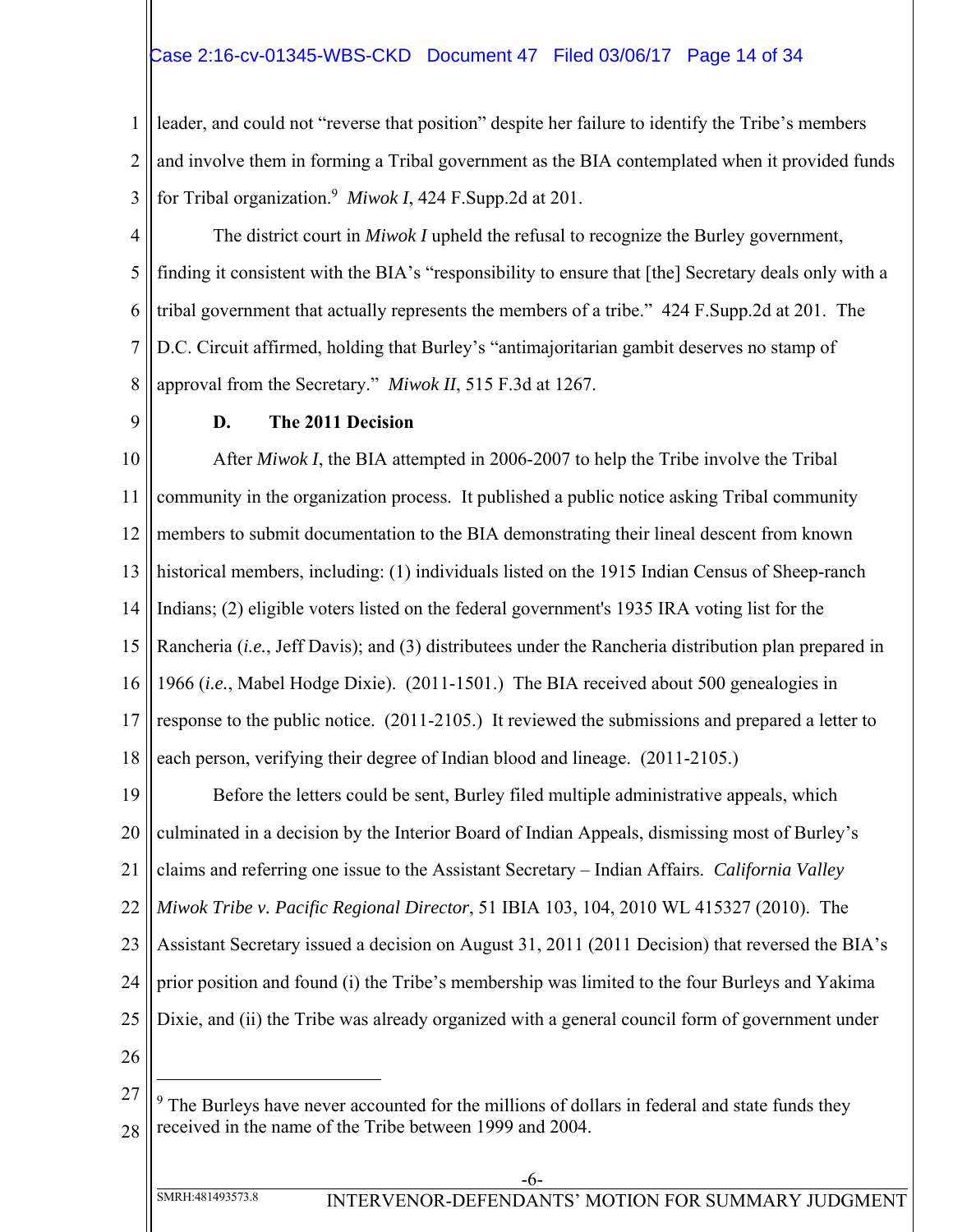leader, and could not "reverse that position" despite her failure to identify the Tribe's members and involve them in forming a Tribal government as the BIA contemplated when it provided funds for Tribal organization.[9] *Miwok I*, 424 F.Supp.2d at 201.

The district court in *Miwok I* upheld the refusal to recognize the Burley government, finding it consistent with the BIA's "responsibility to ensure that [the] Secretary deals only with a tribal government that actually represents the members of a tribe." 424 F.Supp.2d at 201. The D.C. Circuit affirmed, holding that Burley's "antimajoritarian gambit deserves no stamp of approval from the Secretary." *Miwok II*, 515 F.3d at 1267.

### D. The 2011 Decision

After *Miwok I*, the BIA attempted in 2006-2007 to help the Tribe involve the Tribal community in the organization process. It published a public notice asking Tribal community members to submit documentation to the BIA demonstrating their lineal descent from known historical members, including: (1) individuals listed on the 1915 Indian Census of Sheep-ranch Indians; (2) eligible voters listed on the federal government's 1935 IRA voting list for the Rancheria (*i.e.*, Jeff Davis); and (3) distributees under the Rancheria distribution plan prepared in 1966 (*i.e.*, Mabel Hodge Dixie). (2011-1501.) The BIA received about 500 genealogies in response to the public notice. (2011-2105.) It reviewed the submissions and prepared a letter to each person, verifying their degree of Indian blood and lineage. (2011-2105.)

Before the letters could be sent, Burley filed multiple administrative appeals, which culminated in a decision by the Interior Board of Indian Appeals, dismissing most of Burley's claims and referring one issue to the Assistant Secretary – Indian Affairs. *California Valley Miwok Tribe v. Pacific Regional Director*, 51 IBIA 103, 104, 2010 WL 415327 (2010). The Assistant Secretary issued a decision on August 31, 2011 (2011 Decision) that reversed the BIA's prior position and found (i) the Tribe's membership was limited to the four Burleys and Yakima Dixie, and (ii) the Tribe was already organized with a general council form of government under

[9] The Burleys have never accounted for the millions of dollars in federal and state funds they received in the name of the Tribe between 1999 and 2004.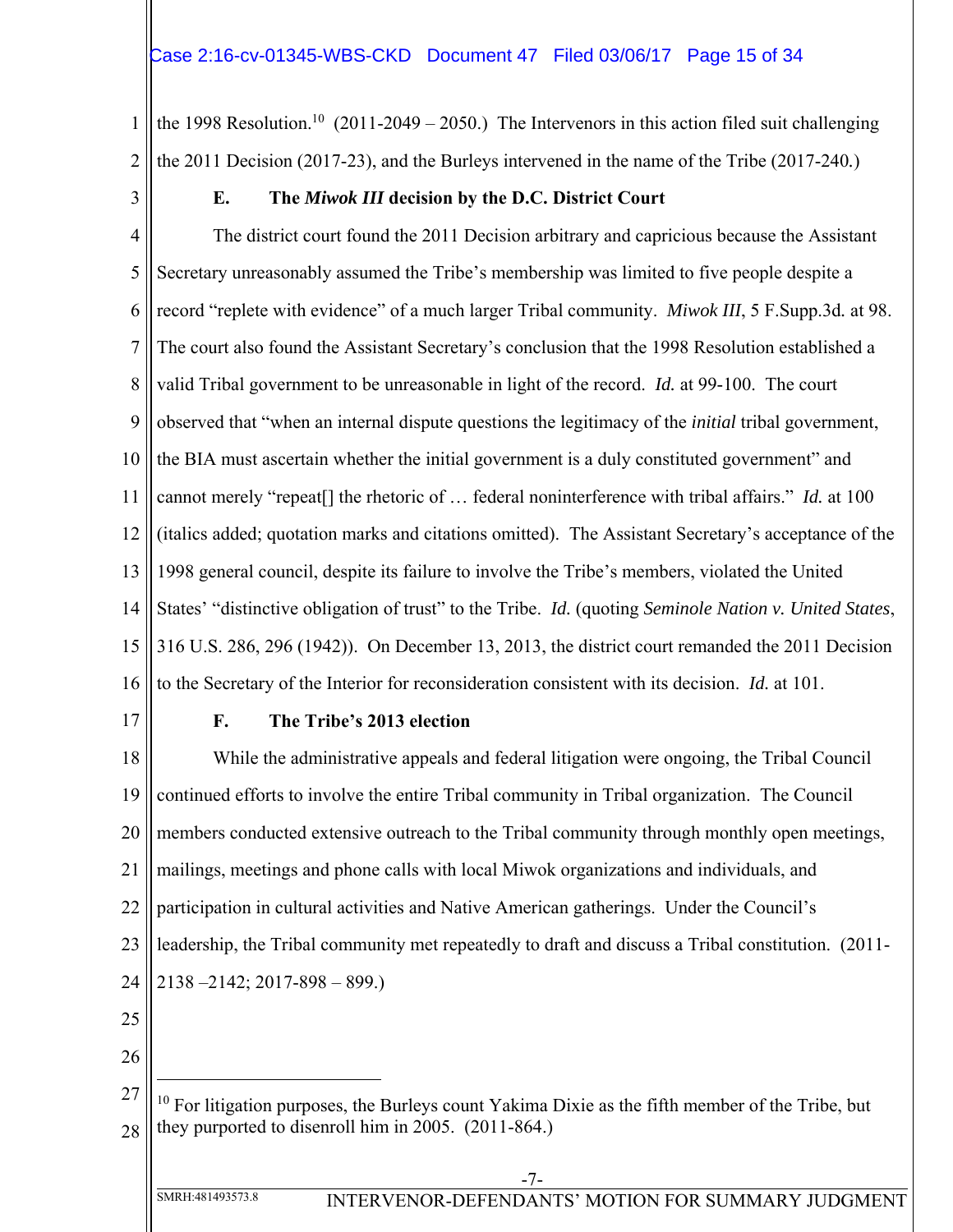the 1998 Resolution.[10] (2011-2049 – 2050.) The Intervenors in this action filed suit challenging the 2011 Decision (2017-23), and the Burleys intervened in the name of the Tribe (2017-240.)

### E. The *Miwok III* decision by the D.C. District Court

The district court found the 2011 Decision arbitrary and capricious because the Assistant Secretary unreasonably assumed the Tribe's membership was limited to five people despite a record "replete with evidence" of a much larger Tribal community. *Miwok III*, 5 F.Supp.3d. at 98. The court also found the Assistant Secretary's conclusion that the 1998 Resolution established a valid Tribal government to be unreasonable in light of the record. *Id.* at 99-100. The court observed that "when an internal dispute questions the legitimacy of the *initial* tribal government, the BIA must ascertain whether the initial government is a duly constituted government" and cannot merely "repeat[] the rhetoric of … federal noninterference with tribal affairs." *Id.* at 100 (italics added; quotation marks and citations omitted). The Assistant Secretary's acceptance of the 1998 general council, despite its failure to involve the Tribe's members, violated the United States' "distinctive obligation of trust" to the Tribe. *Id.* (quoting *Seminole Nation v. United States*, 316 U.S. 286, 296 (1942)). On December 13, 2013, the district court remanded the 2011 Decision to the Secretary of the Interior for reconsideration consistent with its decision. *Id.* at 101.

### F. The Tribe's 2013 election

While the administrative appeals and federal litigation were ongoing, the Tribal Council continued efforts to involve the entire Tribal community in Tribal organization. The Council members conducted extensive outreach to the Tribal community through monthly open meetings, mailings, meetings and phone calls with local Miwok organizations and individuals, and participation in cultural activities and Native American gatherings. Under the Council's leadership, the Tribal community met repeatedly to draft and discuss a Tribal constitution. (2011-2138 –2142; 2017-898 – 899.)

---

[10] For litigation purposes, the Burleys count Yakima Dixie as the fifth member of the Tribe, but they purported to disenroll him in 2005. (2011-864.)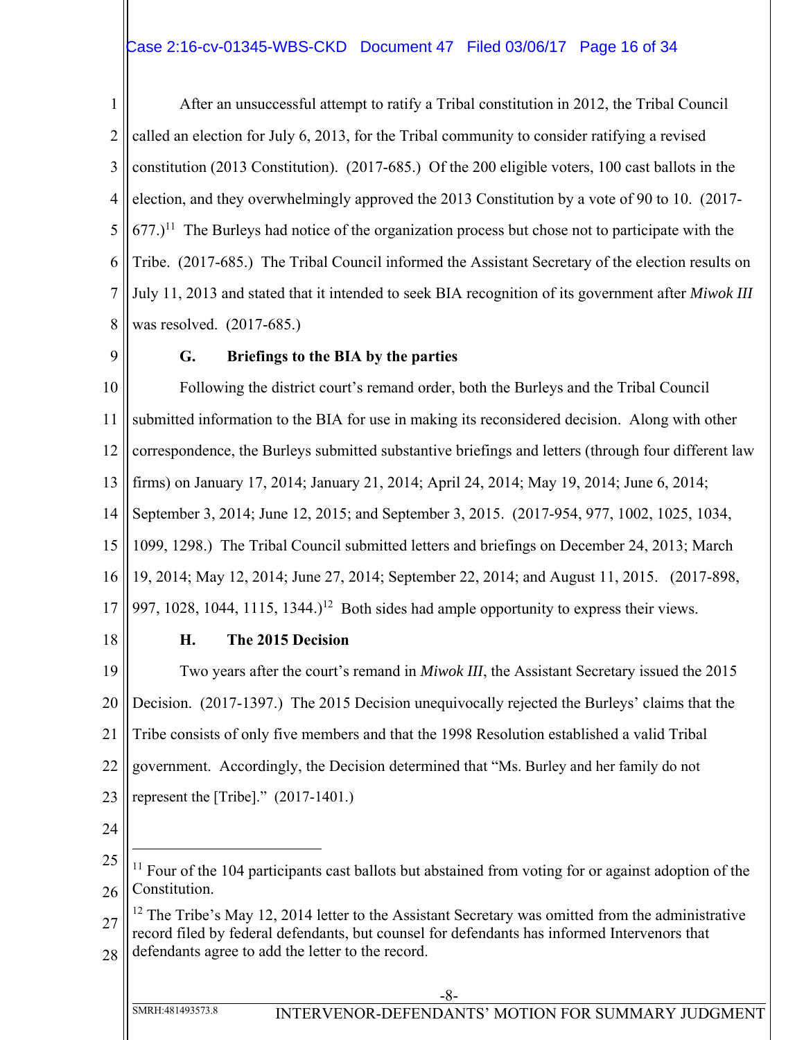After an unsuccessful attempt to ratify a Tribal constitution in 2012, the Tribal Council called an election for July 6, 2013, for the Tribal community to consider ratifying a revised constitution (2013 Constitution). (2017-685.) Of the 200 eligible voters, 100 cast ballots in the election, and they overwhelmingly approved the 2013 Constitution by a vote of 90 to 10. (2017-677.)[11] The Burleys had notice of the organization process but chose not to participate with the Tribe. (2017-685.) The Tribal Council informed the Assistant Secretary of the election results on July 11, 2013 and stated that it intended to seek BIA recognition of its government after *Miwok III* was resolved. (2017-685.)

### G. Briefings to the BIA by the parties

Following the district court's remand order, both the Burleys and the Tribal Council submitted information to the BIA for use in making its reconsidered decision. Along with other correspondence, the Burleys submitted substantive briefings and letters (through four different law firms) on January 17, 2014; January 21, 2014; April 24, 2014; May 19, 2014; June 6, 2014; September 3, 2014; June 12, 2015; and September 3, 2015. (2017-954, 977, 1002, 1025, 1034, 1099, 1298.) The Tribal Council submitted letters and briefings on December 24, 2013; March 19, 2014; May 12, 2014; June 27, 2014; September 22, 2014; and August 11, 2015. (2017-898, 997, 1028, 1044, 1115, 1344.)[12] Both sides had ample opportunity to express their views.

### H. The 2015 Decision

Two years after the court's remand in *Miwok III*, the Assistant Secretary issued the 2015 Decision. (2017-1397.) The 2015 Decision unequivocally rejected the Burleys' claims that the Tribe consists of only five members and that the 1998 Resolution established a valid Tribal government. Accordingly, the Decision determined that "Ms. Burley and her family do not represent the [Tribe]." (2017-1401.)

---

[11] Four of the 104 participants cast ballots but abstained from voting for or against adoption of the Constitution.

[12] The Tribe's May 12, 2014 letter to the Assistant Secretary was omitted from the administrative record filed by federal defendants, but counsel for defendants has informed Intervenors that defendants agree to add the letter to the record.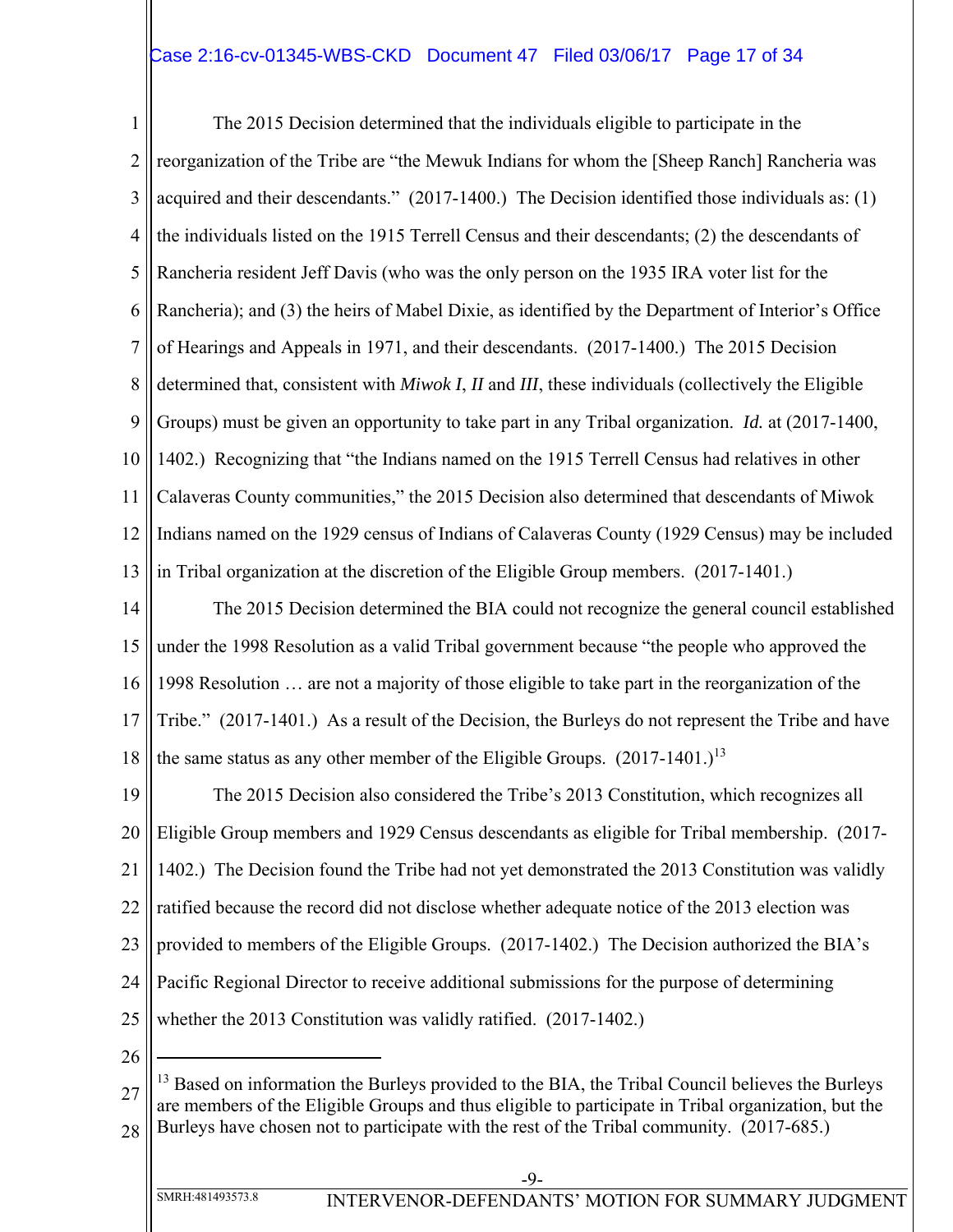The 2015 Decision determined that the individuals eligible to participate in the reorganization of the Tribe are "the Mewuk Indians for whom the [Sheep Ranch] Rancheria was acquired and their descendants." (2017-1400.) The Decision identified those individuals as: (1) the individuals listed on the 1915 Terrell Census and their descendants; (2) the descendants of Rancheria resident Jeff Davis (who was the only person on the 1935 IRA voter list for the Rancheria); and (3) the heirs of Mabel Dixie, as identified by the Department of Interior's Office of Hearings and Appeals in 1971, and their descendants. (2017-1400.) The 2015 Decision determined that, consistent with *Miwok I*, *II* and *III*, these individuals (collectively the Eligible Groups) must be given an opportunity to take part in any Tribal organization. *Id.* at (2017-1400, 1402.) Recognizing that "the Indians named on the 1915 Terrell Census had relatives in other Calaveras County communities," the 2015 Decision also determined that descendants of Miwok Indians named on the 1929 census of Indians of Calaveras County (1929 Census) may be included in Tribal organization at the discretion of the Eligible Group members. (2017-1401.)

The 2015 Decision determined the BIA could not recognize the general council established under the 1998 Resolution as a valid Tribal government because "the people who approved the 1998 Resolution … are not a majority of those eligible to take part in the reorganization of the Tribe." (2017-1401.) As a result of the Decision, the Burleys do not represent the Tribe and have the same status as any other member of the Eligible Groups. (2017-1401.)[13]

The 2015 Decision also considered the Tribe's 2013 Constitution, which recognizes all Eligible Group members and 1929 Census descendants as eligible for Tribal membership. (2017-1402.) The Decision found the Tribe had not yet demonstrated the 2013 Constitution was validly ratified because the record did not disclose whether adequate notice of the 2013 election was provided to members of the Eligible Groups. (2017-1402.) The Decision authorized the BIA's Pacific Regional Director to receive additional submissions for the purpose of determining whether the 2013 Constitution was validly ratified. (2017-1402.)

---

[13] Based on information the Burleys provided to the BIA, the Tribal Council believes the Burleys are members of the Eligible Groups and thus eligible to participate in Tribal organization, but the Burleys have chosen not to participate with the rest of the Tribal community. (2017-685.)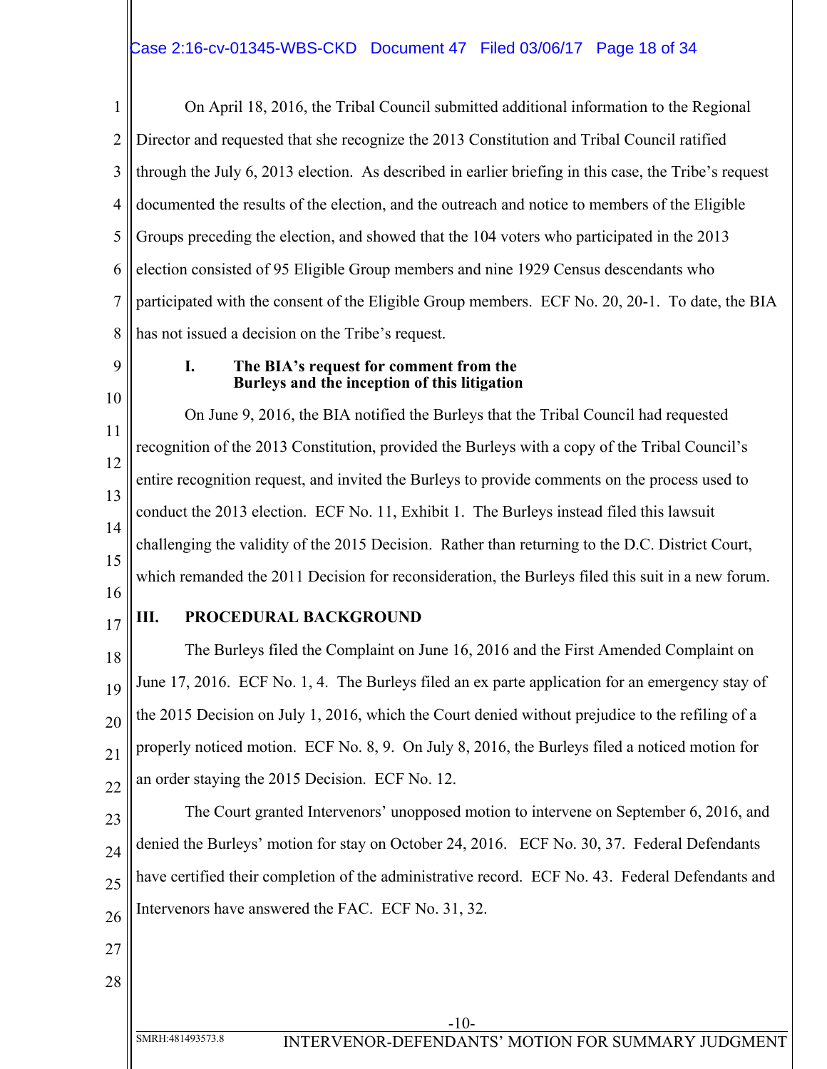On April 18, 2016, the Tribal Council submitted additional information to the Regional Director and requested that she recognize the 2013 Constitution and Tribal Council ratified through the July 6, 2013 election. As described in earlier briefing in this case, the Tribe's request documented the results of the election, and the outreach and notice to members of the Eligible Groups preceding the election, and showed that the 104 voters who participated in the 2013 election consisted of 95 Eligible Group members and nine 1929 Census descendants who participated with the consent of the Eligible Group members. ECF No. 20, 20-1. To date, the BIA has not issued a decision on the Tribe's request.

#### I. The BIA's request for comment from the Burleys and the inception of this litigation

On June 9, 2016, the BIA notified the Burleys that the Tribal Council had requested recognition of the 2013 Constitution, provided the Burleys with a copy of the Tribal Council's entire recognition request, and invited the Burleys to provide comments on the process used to conduct the 2013 election. ECF No. 11, Exhibit 1. The Burleys instead filed this lawsuit challenging the validity of the 2015 Decision. Rather than returning to the D.C. District Court, which remanded the 2011 Decision for reconsideration, the Burleys filed this suit in a new forum.

## III. PROCEDURAL BACKGROUND

The Burleys filed the Complaint on June 16, 2016 and the First Amended Complaint on June 17, 2016. ECF No. 1, 4. The Burleys filed an ex parte application for an emergency stay of the 2015 Decision on July 1, 2016, which the Court denied without prejudice to the refiling of a properly noticed motion. ECF No. 8, 9. On July 8, 2016, the Burleys filed a noticed motion for an order staying the 2015 Decision. ECF No. 12.

The Court granted Intervenors' unopposed motion to intervene on September 6, 2016, and denied the Burleys' motion for stay on October 24, 2016. ECF No. 30, 37. Federal Defendants have certified their completion of the administrative record. ECF No. 43. Federal Defendants and Intervenors have answered the FAC. ECF No. 31, 32.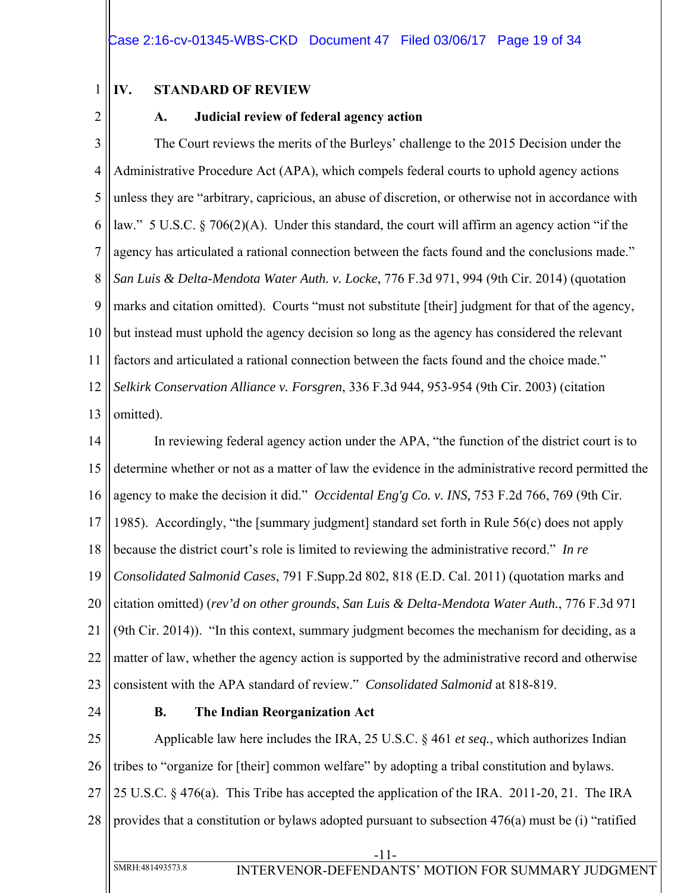## IV. STANDARD OF REVIEW

### A. Judicial review of federal agency action

The Court reviews the merits of the Burleys' challenge to the 2015 Decision under the Administrative Procedure Act (APA), which compels federal courts to uphold agency actions unless they are "arbitrary, capricious, an abuse of discretion, or otherwise not in accordance with law." 5 U.S.C. § 706(2)(A). Under this standard, the court will affirm an agency action "if the agency has articulated a rational connection between the facts found and the conclusions made." *San Luis & Delta-Mendota Water Auth. v. Locke*, 776 F.3d 971, 994 (9th Cir. 2014) (quotation marks and citation omitted). Courts "must not substitute [their] judgment for that of the agency, but instead must uphold the agency decision so long as the agency has considered the relevant factors and articulated a rational connection between the facts found and the choice made." *Selkirk Conservation Alliance v. Forsgren*, 336 F.3d 944, 953-954 (9th Cir. 2003) (citation omitted).

In reviewing federal agency action under the APA, "the function of the district court is to determine whether or not as a matter of law the evidence in the administrative record permitted the agency to make the decision it did." *Occidental Eng'g Co. v. INS,* 753 F.2d 766, 769 (9th Cir. 1985). Accordingly, "the [summary judgment] standard set forth in Rule 56(c) does not apply because the district court's role is limited to reviewing the administrative record." *In re Consolidated Salmonid Cases*, 791 F.Supp.2d 802, 818 (E.D. Cal. 2011) (quotation marks and citation omitted) (*rev'd on other grounds*, *San Luis & Delta-Mendota Water Auth.*, 776 F.3d 971 (9th Cir. 2014)). "In this context, summary judgment becomes the mechanism for deciding, as a matter of law, whether the agency action is supported by the administrative record and otherwise consistent with the APA standard of review." *Consolidated Salmonid* at 818-819.

### B. The Indian Reorganization Act

Applicable law here includes the IRA, 25 U.S.C. § 461 *et seq.*, which authorizes Indian tribes to "organize for [their] common welfare" by adopting a tribal constitution and bylaws. 25 U.S.C. § 476(a). This Tribe has accepted the application of the IRA. 2011-20, 21. The IRA provides that a constitution or bylaws adopted pursuant to subsection 476(a) must be (i) "ratified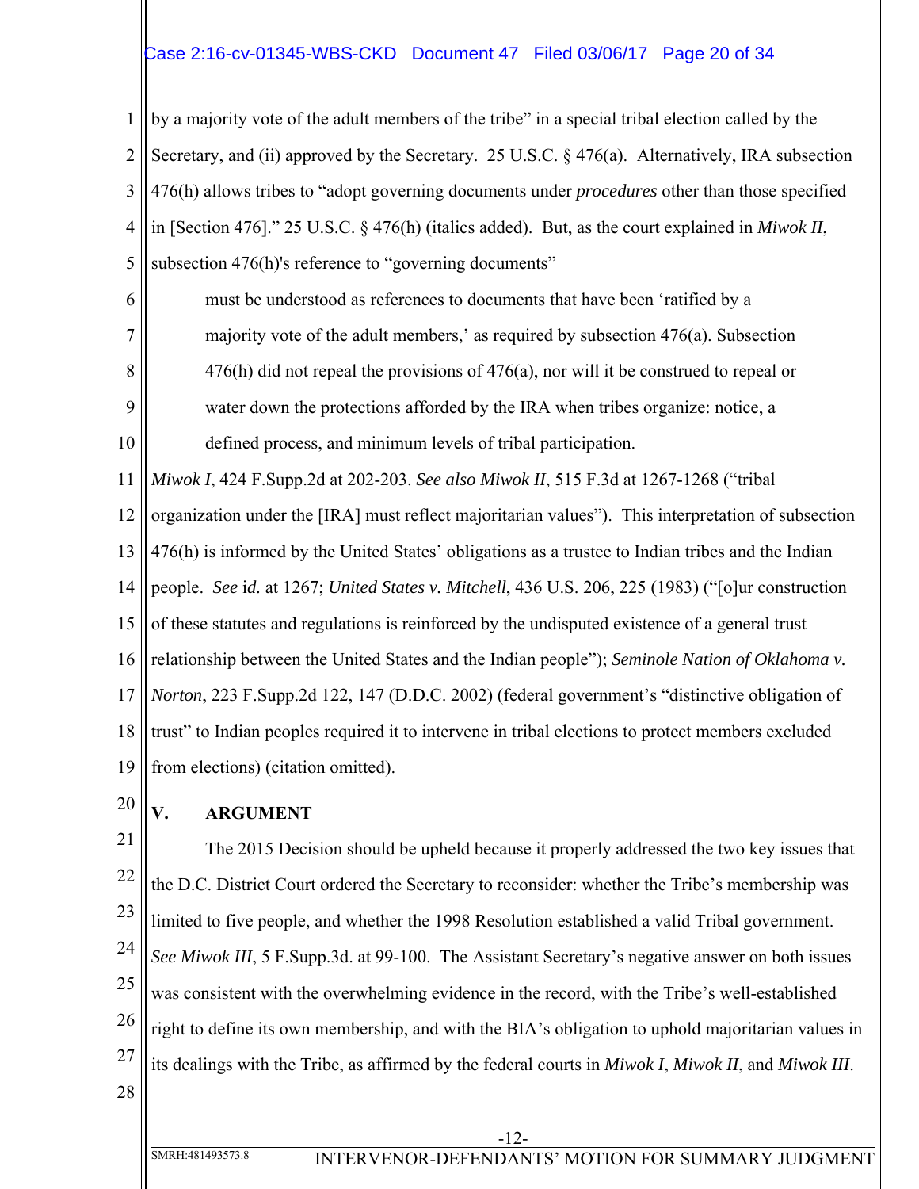by a majority vote of the adult members of the tribe" in a special tribal election called by the Secretary, and (ii) approved by the Secretary. 25 U.S.C. § 476(a). Alternatively, IRA subsection 476(h) allows tribes to "adopt governing documents under *procedures* other than those specified in [Section 476]." 25 U.S.C. § 476(h) (italics added). But, as the court explained in *Miwok II*, subsection 476(h)'s reference to "governing documents"

> must be understood as references to documents that have been 'ratified by a majority vote of the adult members,' as required by subsection 476(a). Subsection 476(h) did not repeal the provisions of 476(a), nor will it be construed to repeal or water down the protections afforded by the IRA when tribes organize: notice, a defined process, and minimum levels of tribal participation.

*Miwok I*, 424 F.Supp.2d at 202-203. *See also Miwok II*, 515 F.3d at 1267-1268 ("tribal organization under the [IRA] must reflect majoritarian values"). This interpretation of subsection 476(h) is informed by the United States' obligations as a trustee to Indian tribes and the Indian people. *See id.* at 1267; *United States v. Mitchell*, 436 U.S. 206, 225 (1983) ("[o]ur construction of these statutes and regulations is reinforced by the undisputed existence of a general trust relationship between the United States and the Indian people"); *Seminole Nation of Oklahoma v. Norton*, 223 F.Supp.2d 122, 147 (D.D.C. 2002) (federal government's "distinctive obligation of trust" to Indian peoples required it to intervene in tribal elections to protect members excluded from elections) (citation omitted).

## V. ARGUMENT

The 2015 Decision should be upheld because it properly addressed the two key issues that the D.C. District Court ordered the Secretary to reconsider: whether the Tribe's membership was limited to five people, and whether the 1998 Resolution established a valid Tribal government. *See Miwok III*, 5 F.Supp.3d. at 99-100. The Assistant Secretary's negative answer on both issues was consistent with the overwhelming evidence in the record, with the Tribe's well-established right to define its own membership, and with the BIA's obligation to uphold majoritarian values in its dealings with the Tribe, as affirmed by the federal courts in *Miwok I*, *Miwok II*, and *Miwok III*.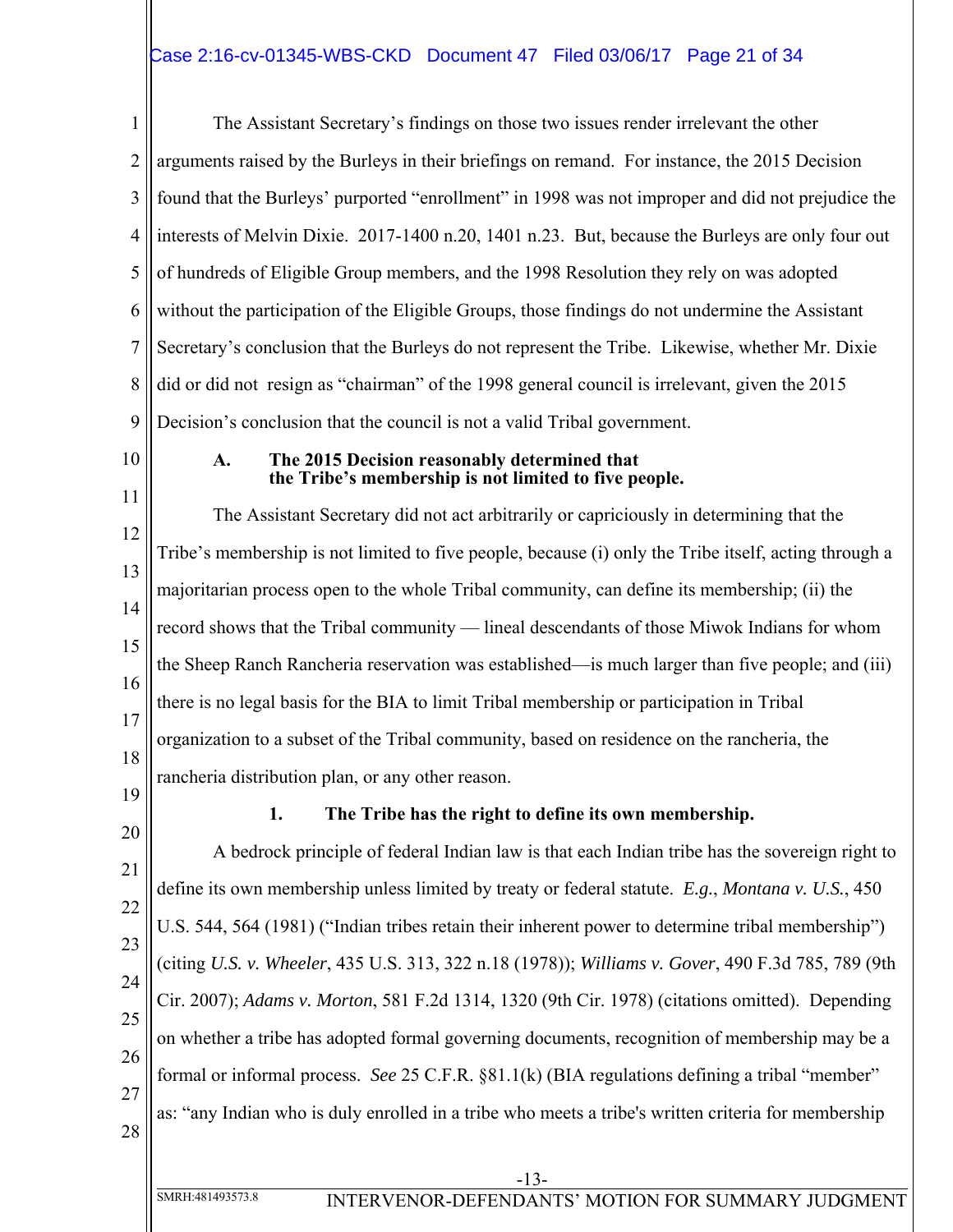The Assistant Secretary's findings on those two issues render irrelevant the other arguments raised by the Burleys in their briefings on remand. For instance, the 2015 Decision found that the Burleys' purported "enrollment" in 1998 was not improper and did not prejudice the interests of Melvin Dixie. 2017-1400 n.20, 1401 n.23. But, because the Burleys are only four out of hundreds of Eligible Group members, and the 1998 Resolution they rely on was adopted without the participation of the Eligible Groups, those findings do not undermine the Assistant Secretary's conclusion that the Burleys do not represent the Tribe. Likewise, whether Mr. Dixie did or did not resign as "chairman" of the 1998 general council is irrelevant, given the 2015 Decision's conclusion that the council is not a valid Tribal government.

### A. The 2015 Decision reasonably determined that the Tribe's membership is not limited to five people.

The Assistant Secretary did not act arbitrarily or capriciously in determining that the Tribe's membership is not limited to five people, because (i) only the Tribe itself, acting through a majoritarian process open to the whole Tribal community, can define its membership; (ii) the record shows that the Tribal community — lineal descendants of those Miwok Indians for whom the Sheep Ranch Rancheria reservation was established—is much larger than five people; and (iii) there is no legal basis for the BIA to limit Tribal membership or participation in Tribal organization to a subset of the Tribal community, based on residence on the rancheria, the rancheria distribution plan, or any other reason.

#### 1. The Tribe has the right to define its own membership.

A bedrock principle of federal Indian law is that each Indian tribe has the sovereign right to define its own membership unless limited by treaty or federal statute. *E.g.*, *Montana v. U.S.*, 450 U.S. 544, 564 (1981) ("Indian tribes retain their inherent power to determine tribal membership") (citing *U.S. v. Wheeler*, 435 U.S. 313, 322 n.18 (1978)); *Williams v. Gover*, 490 F.3d 785, 789 (9th Cir. 2007); *Adams v. Morton*, 581 F.2d 1314, 1320 (9th Cir. 1978) (citations omitted). Depending on whether a tribe has adopted formal governing documents, recognition of membership may be a formal or informal process. *See* 25 C.F.R. §81.1(k) (BIA regulations defining a tribal "member" as: "any Indian who is duly enrolled in a tribe who meets a tribe's written criteria for membership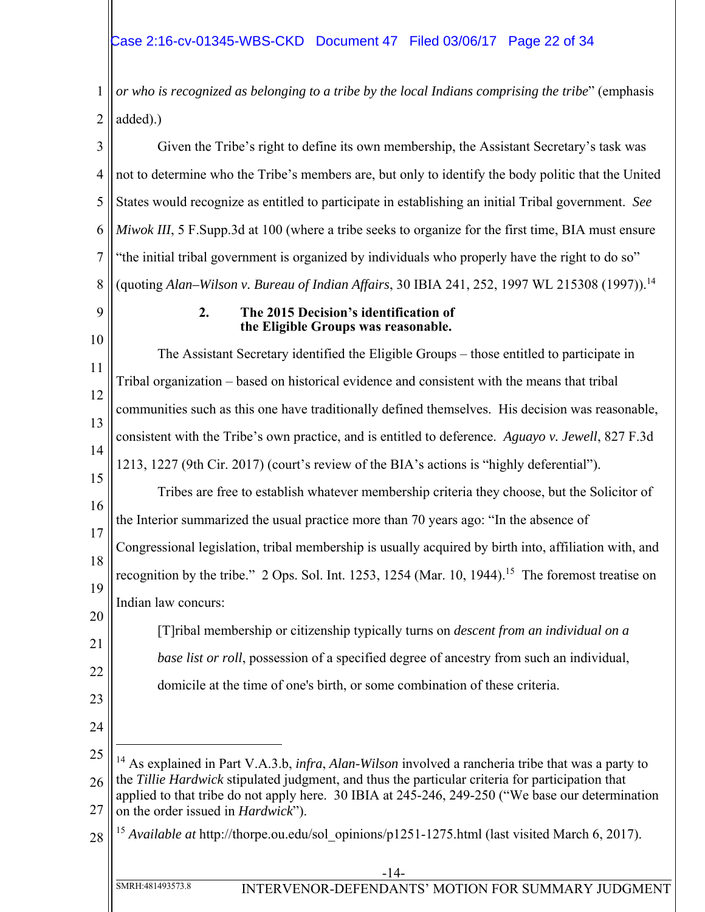*or who is recognized as belonging to a tribe by the local Indians comprising the tribe*" (emphasis added).)

Given the Tribe's right to define its own membership, the Assistant Secretary's task was not to determine who the Tribe's members are, but only to identify the body politic that the United States would recognize as entitled to participate in establishing an initial Tribal government. *See Miwok III*, 5 F.Supp.3d at 100 (where a tribe seeks to organize for the first time, BIA must ensure "the initial tribal government is organized by individuals who properly have the right to do so" (quoting *Alan–Wilson v. Bureau of Indian Affairs*, 30 IBIA 241, 252, 1997 WL 215308 (1997)).[14]

### 2. The 2015 Decision's identification of the Eligible Groups was reasonable.

The Assistant Secretary identified the Eligible Groups – those entitled to participate in Tribal organization – based on historical evidence and consistent with the means that tribal communities such as this one have traditionally defined themselves. His decision was reasonable, consistent with the Tribe's own practice, and is entitled to deference. *Aguayo v. Jewell*, 827 F.3d 1213, 1227 (9th Cir. 2017) (court's review of the BIA's actions is "highly deferential").

Tribes are free to establish whatever membership criteria they choose, but the Solicitor of the Interior summarized the usual practice more than 70 years ago: "In the absence of Congressional legislation, tribal membership is usually acquired by birth into, affiliation with, and recognition by the tribe." 2 Ops. Sol. Int. 1253, 1254 (Mar. 10, 1944).[15] The foremost treatise on Indian law concurs:

> [T]ribal membership or citizenship typically turns on *descent from an individual on a base list or roll*, possession of a specified degree of ancestry from such an individual, domicile at the time of one's birth, or some combination of these criteria.

---

[14] As explained in Part V.A.3.b, *infra*, *Alan-Wilson* involved a rancheria tribe that was a party to the *Tillie Hardwick* stipulated judgment, and thus the particular criteria for participation that applied to that tribe do not apply here. 30 IBIA at 245-246, 249-250 ("We base our determination on the order issued in *Hardwick*").

[15] *Available at* http://thorpe.ou.edu/sol_opinions/p1251-1275.html (last visited March 6, 2017).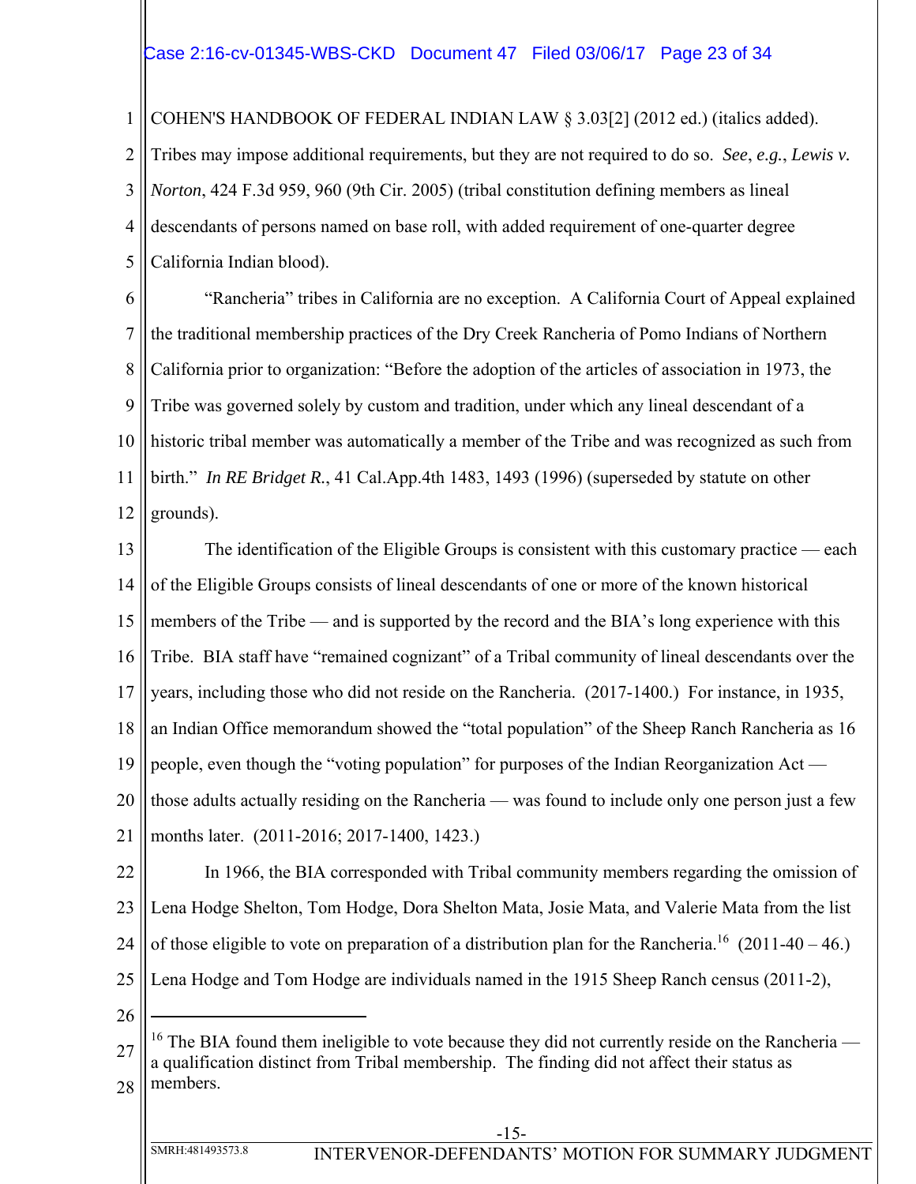COHEN'S HANDBOOK OF FEDERAL INDIAN LAW § 3.03[2] (2012 ed.) (italics added). Tribes may impose additional requirements, but they are not required to do so. *See*, *e.g.*, *Lewis v. Norton*, 424 F.3d 959, 960 (9th Cir. 2005) (tribal constitution defining members as lineal descendants of persons named on base roll, with added requirement of one-quarter degree California Indian blood).

"Rancheria" tribes in California are no exception. A California Court of Appeal explained the traditional membership practices of the Dry Creek Rancheria of Pomo Indians of Northern California prior to organization: "Before the adoption of the articles of association in 1973, the Tribe was governed solely by custom and tradition, under which any lineal descendant of a historic tribal member was automatically a member of the Tribe and was recognized as such from birth." *In RE Bridget R.*, 41 Cal.App.4th 1483, 1493 (1996) (superseded by statute on other grounds).

The identification of the Eligible Groups is consistent with this customary practice — each of the Eligible Groups consists of lineal descendants of one or more of the known historical members of the Tribe — and is supported by the record and the BIA's long experience with this Tribe. BIA staff have "remained cognizant" of a Tribal community of lineal descendants over the years, including those who did not reside on the Rancheria. (2017-1400.) For instance, in 1935, an Indian Office memorandum showed the "total population" of the Sheep Ranch Rancheria as 16 people, even though the "voting population" for purposes of the Indian Reorganization Act — those adults actually residing on the Rancheria — was found to include only one person just a few months later. (2011-2016; 2017-1400, 1423.)

In 1966, the BIA corresponded with Tribal community members regarding the omission of Lena Hodge Shelton, Tom Hodge, Dora Shelton Mata, Josie Mata, and Valerie Mata from the list of those eligible to vote on preparation of a distribution plan for the Rancheria.[16] (2011-40 – 46.) Lena Hodge and Tom Hodge are individuals named in the 1915 Sheep Ranch census (2011-2),

---

[16] The BIA found them ineligible to vote because they did not currently reside on the Rancheria — a qualification distinct from Tribal membership. The finding did not affect their status as members.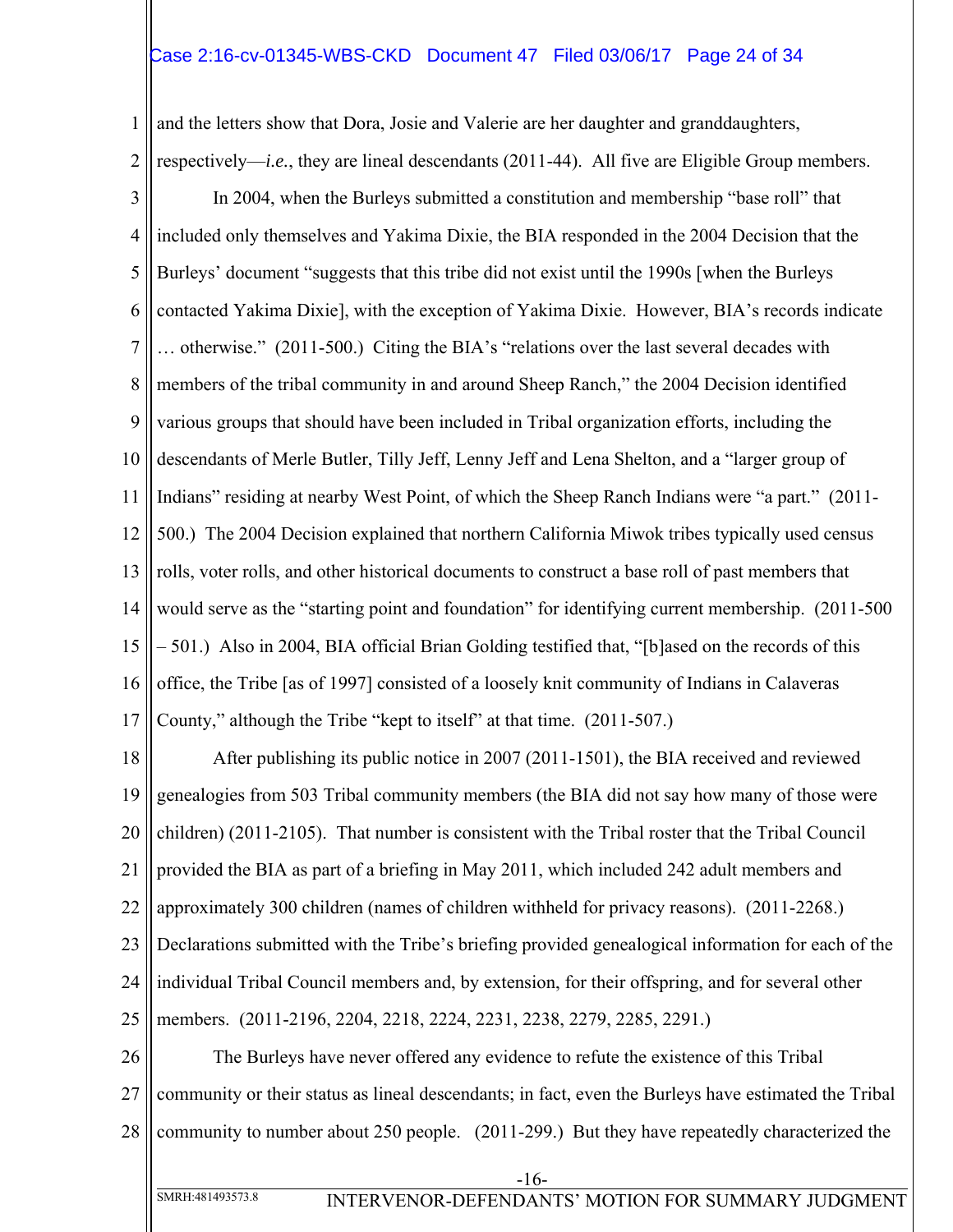and the letters show that Dora, Josie and Valerie are her daughter and granddaughters, respectively—*i.e.*, they are lineal descendants (2011-44). All five are Eligible Group members.

In 2004, when the Burleys submitted a constitution and membership "base roll" that included only themselves and Yakima Dixie, the BIA responded in the 2004 Decision that the Burleys' document "suggests that this tribe did not exist until the 1990s [when the Burleys contacted Yakima Dixie], with the exception of Yakima Dixie. However, BIA's records indicate … otherwise." (2011-500.) Citing the BIA's "relations over the last several decades with members of the tribal community in and around Sheep Ranch," the 2004 Decision identified various groups that should have been included in Tribal organization efforts, including the descendants of Merle Butler, Tilly Jeff, Lenny Jeff and Lena Shelton, and a "larger group of Indians" residing at nearby West Point, of which the Sheep Ranch Indians were "a part." (2011-500.) The 2004 Decision explained that northern California Miwok tribes typically used census rolls, voter rolls, and other historical documents to construct a base roll of past members that would serve as the "starting point and foundation" for identifying current membership. (2011-500 – 501.) Also in 2004, BIA official Brian Golding testified that, "[b]ased on the records of this office, the Tribe [as of 1997] consisted of a loosely knit community of Indians in Calaveras County," although the Tribe "kept to itself" at that time. (2011-507.)

After publishing its public notice in 2007 (2011-1501), the BIA received and reviewed genealogies from 503 Tribal community members (the BIA did not say how many of those were children) (2011-2105). That number is consistent with the Tribal roster that the Tribal Council provided the BIA as part of a briefing in May 2011, which included 242 adult members and approximately 300 children (names of children withheld for privacy reasons). (2011-2268.) Declarations submitted with the Tribe's briefing provided genealogical information for each of the individual Tribal Council members and, by extension, for their offspring, and for several other members. (2011-2196, 2204, 2218, 2224, 2231, 2238, 2279, 2285, 2291.)

The Burleys have never offered any evidence to refute the existence of this Tribal community or their status as lineal descendants; in fact, even the Burleys have estimated the Tribal community to number about 250 people. (2011-299.) But they have repeatedly characterized the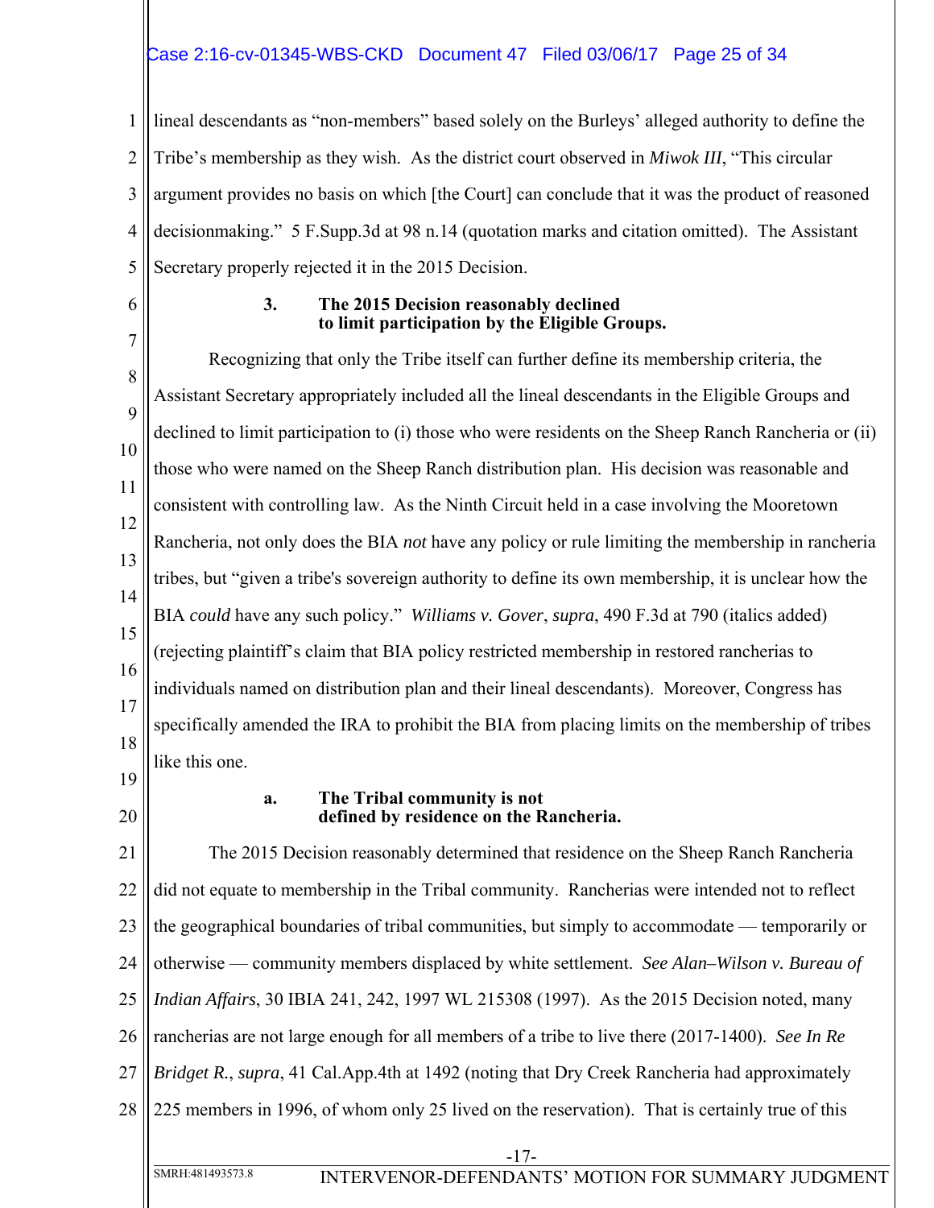lineal descendants as "non-members" based solely on the Burleys' alleged authority to define the Tribe's membership as they wish. As the district court observed in *Miwok III*, "This circular argument provides no basis on which [the Court] can conclude that it was the product of reasoned decisionmaking." 5 F.Supp.3d at 98 n.14 (quotation marks and citation omitted). The Assistant Secretary properly rejected it in the 2015 Decision.

### 3. The 2015 Decision reasonably declined to limit participation by the Eligible Groups.

Recognizing that only the Tribe itself can further define its membership criteria, the Assistant Secretary appropriately included all the lineal descendants in the Eligible Groups and declined to limit participation to (i) those who were residents on the Sheep Ranch Rancheria or (ii) those who were named on the Sheep Ranch distribution plan. His decision was reasonable and consistent with controlling law. As the Ninth Circuit held in a case involving the Mooretown Rancheria, not only does the BIA *not* have any policy or rule limiting the membership in rancheria tribes, but "given a tribe's sovereign authority to define its own membership, it is unclear how the BIA *could* have any such policy." *Williams v. Gover*, *supra*, 490 F.3d at 790 (italics added) (rejecting plaintiff's claim that BIA policy restricted membership in restored rancherias to individuals named on distribution plan and their lineal descendants). Moreover, Congress has specifically amended the IRA to prohibit the BIA from placing limits on the membership of tribes like this one.

#### a. The Tribal community is not defined by residence on the Rancheria.

The 2015 Decision reasonably determined that residence on the Sheep Ranch Rancheria did not equate to membership in the Tribal community. Rancherias were intended not to reflect the geographical boundaries of tribal communities, but simply to accommodate — temporarily or otherwise — community members displaced by white settlement. *See Alan–Wilson v. Bureau of Indian Affairs*, 30 IBIA 241, 242, 1997 WL 215308 (1997). As the 2015 Decision noted, many rancherias are not large enough for all members of a tribe to live there (2017-1400). *See In Re Bridget R.*, *supra*, 41 Cal.App.4th at 1492 (noting that Dry Creek Rancheria had approximately 225 members in 1996, of whom only 25 lived on the reservation). That is certainly true of this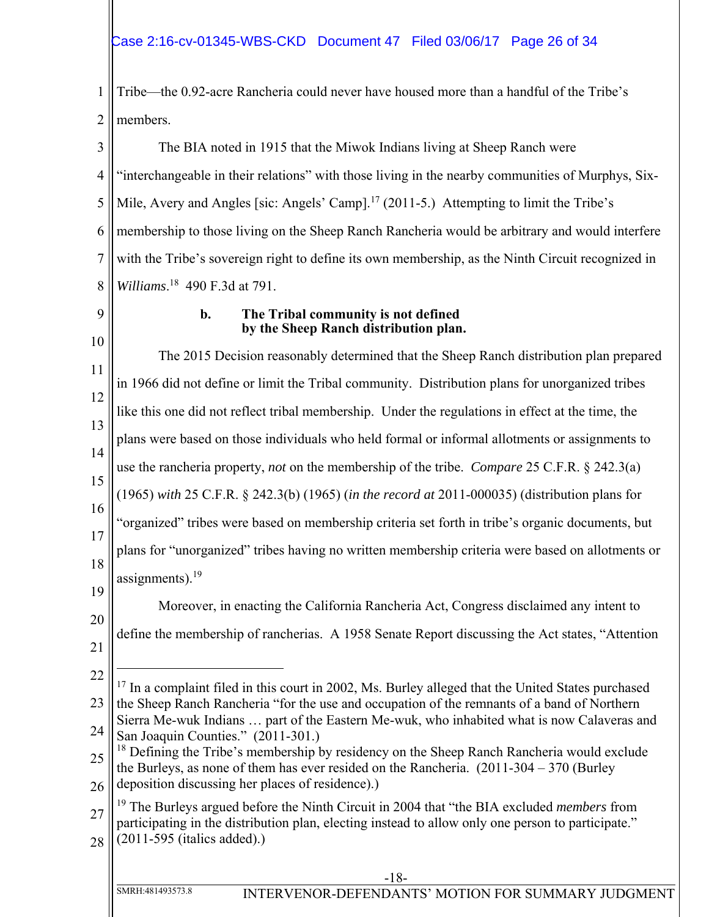Tribe—the 0.92-acre Rancheria could never have housed more than a handful of the Tribe's members.

The BIA noted in 1915 that the Miwok Indians living at Sheep Ranch were "interchangeable in their relations" with those living in the nearby communities of Murphys, Six-Mile, Avery and Angles [sic: Angels' Camp].[17] (2011-5.) Attempting to limit the Tribe's membership to those living on the Sheep Ranch Rancheria would be arbitrary and would interfere with the Tribe's sovereign right to define its own membership, as the Ninth Circuit recognized in *Williams*.[18] 490 F.3d at 791.

**b. The Tribal community is not defined by the Sheep Ranch distribution plan.**

The 2015 Decision reasonably determined that the Sheep Ranch distribution plan prepared in 1966 did not define or limit the Tribal community. Distribution plans for unorganized tribes like this one did not reflect tribal membership. Under the regulations in effect at the time, the plans were based on those individuals who held formal or informal allotments or assignments to use the rancheria property, *not* on the membership of the tribe. *Compare* 25 C.F.R. § 242.3(a) (1965) *with* 25 C.F.R. § 242.3(b) (1965) (*in the record at* 2011-000035) (distribution plans for "organized" tribes were based on membership criteria set forth in tribe's organic documents, but plans for "unorganized" tribes having no written membership criteria were based on allotments or assignments).[19]

Moreover, in enacting the California Rancheria Act, Congress disclaimed any intent to define the membership of rancherias. A 1958 Senate Report discussing the Act states, "Attention

---

[17] In a complaint filed in this court in 2002, Ms. Burley alleged that the United States purchased the Sheep Ranch Rancheria "for the use and occupation of the remnants of a band of Northern Sierra Me-wuk Indians … part of the Eastern Me-wuk, who inhabited what is now Calaveras and San Joaquin Counties." (2011-301.)

[18] Defining the Tribe's membership by residency on the Sheep Ranch Rancheria would exclude the Burleys, as none of them has ever resided on the Rancheria. (2011-304 – 370 (Burley deposition discussing her places of residence).)

[19] The Burleys argued before the Ninth Circuit in 2004 that "the BIA excluded *members* from participating in the distribution plan, electing instead to allow only one person to participate." (2011-595 (italics added).)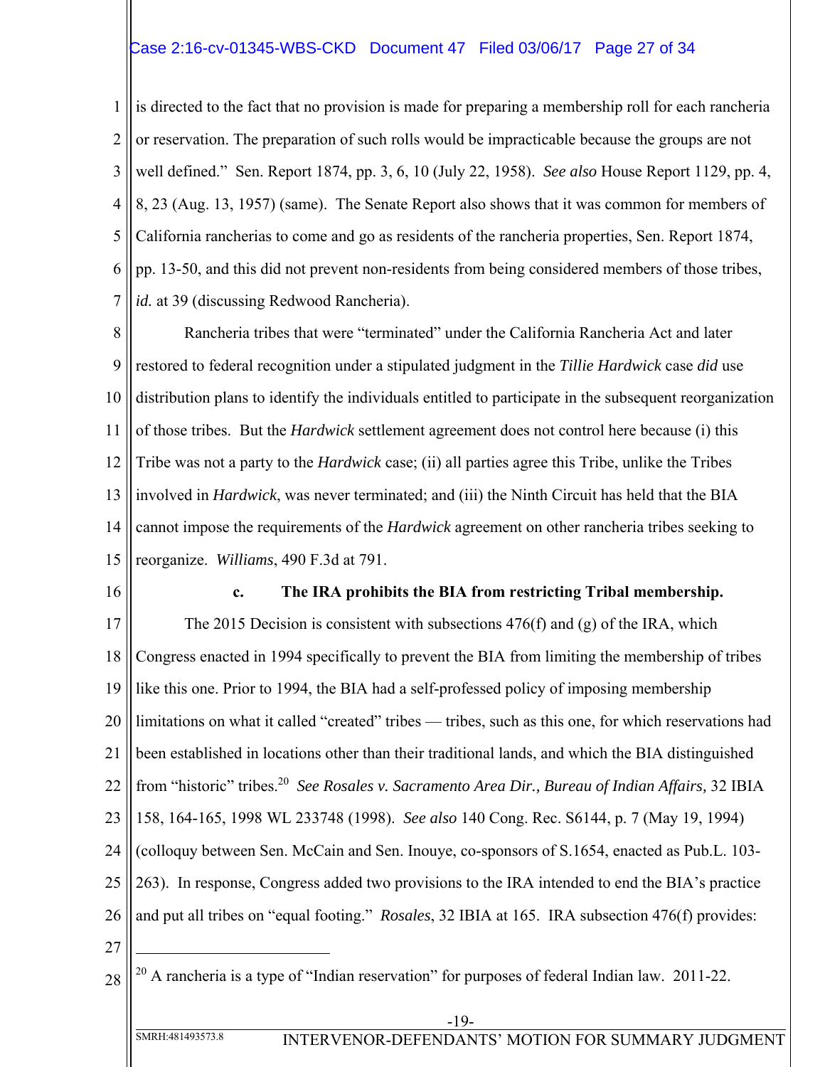is directed to the fact that no provision is made for preparing a membership roll for each rancheria or reservation. The preparation of such rolls would be impracticable because the groups are not well defined." Sen. Report 1874, pp. 3, 6, 10 (July 22, 1958). *See also* House Report 1129, pp. 4, 8, 23 (Aug. 13, 1957) (same). The Senate Report also shows that it was common for members of California rancherias to come and go as residents of the rancheria properties, Sen. Report 1874, pp. 13-50, and this did not prevent non-residents from being considered members of those tribes, *id.* at 39 (discussing Redwood Rancheria).

Rancheria tribes that were "terminated" under the California Rancheria Act and later restored to federal recognition under a stipulated judgment in the *Tillie Hardwick* case *did* use distribution plans to identify the individuals entitled to participate in the subsequent reorganization of those tribes. But the *Hardwick* settlement agreement does not control here because (i) this Tribe was not a party to the *Hardwick* case; (ii) all parties agree this Tribe, unlike the Tribes involved in *Hardwick*, was never terminated; and (iii) the Ninth Circuit has held that the BIA cannot impose the requirements of the *Hardwick* agreement on other rancheria tribes seeking to reorganize. *Williams*, 490 F.3d at 791.

**c. The IRA prohibits the BIA from restricting Tribal membership.**

The 2015 Decision is consistent with subsections 476(f) and (g) of the IRA, which Congress enacted in 1994 specifically to prevent the BIA from limiting the membership of tribes like this one. Prior to 1994, the BIA had a self-professed policy of imposing membership limitations on what it called "created" tribes — tribes, such as this one, for which reservations had been established in locations other than their traditional lands, and which the BIA distinguished from "historic" tribes.[20] *See Rosales v. Sacramento Area Dir., Bureau of Indian Affairs,* 32 IBIA 158, 164-165, 1998 WL 233748 (1998). *See also* 140 Cong. Rec. S6144, p. 7 (May 19, 1994) (colloquy between Sen. McCain and Sen. Inouye, co-sponsors of S.1654, enacted as Pub.L. 103-263). In response, Congress added two provisions to the IRA intended to end the BIA's practice and put all tribes on "equal footing." *Rosales*, 32 IBIA at 165. IRA subsection 476(f) provides:

---

[20] A rancheria is a type of "Indian reservation" for purposes of federal Indian law. 2011-22.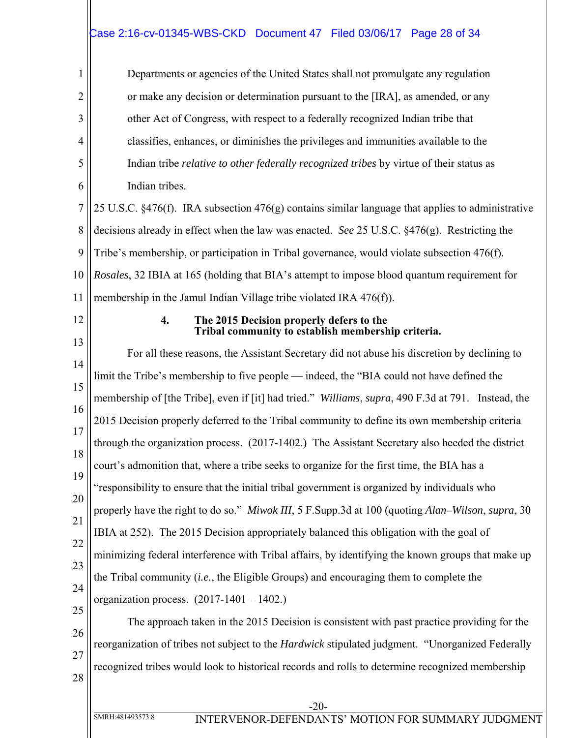> Departments or agencies of the United States shall not promulgate any regulation or make any decision or determination pursuant to the [IRA], as amended, or any other Act of Congress, with respect to a federally recognized Indian tribe that classifies, enhances, or diminishes the privileges and immunities available to the Indian tribe *relative to other federally recognized tribes* by virtue of their status as Indian tribes.

25 U.S.C. §476(f). IRA subsection 476(g) contains similar language that applies to administrative decisions already in effect when the law was enacted. *See* 25 U.S.C. §476(g). Restricting the Tribe's membership, or participation in Tribal governance, would violate subsection 476(f). *Rosales*, 32 IBIA at 165 (holding that BIA's attempt to impose blood quantum requirement for membership in the Jamul Indian Village tribe violated IRA 476(f)).

### 4. The 2015 Decision properly defers to the Tribal community to establish membership criteria.

For all these reasons, the Assistant Secretary did not abuse his discretion by declining to limit the Tribe's membership to five people — indeed, the "BIA could not have defined the membership of [the Tribe], even if [it] had tried." *Williams*, *supra*, 490 F.3d at 791. Instead, the 2015 Decision properly deferred to the Tribal community to define its own membership criteria through the organization process. (2017-1402.) The Assistant Secretary also heeded the district court's admonition that, where a tribe seeks to organize for the first time, the BIA has a "responsibility to ensure that the initial tribal government is organized by individuals who properly have the right to do so." *Miwok III*, 5 F.Supp.3d at 100 (quoting *Alan–Wilson*, *supra*, 30 IBIA at 252). The 2015 Decision appropriately balanced this obligation with the goal of minimizing federal interference with Tribal affairs, by identifying the known groups that make up the Tribal community (*i.e.*, the Eligible Groups) and encouraging them to complete the organization process. (2017-1401 – 1402.)

The approach taken in the 2015 Decision is consistent with past practice providing for the reorganization of tribes not subject to the *Hardwick* stipulated judgment. "Unorganized Federally recognized tribes would look to historical records and rolls to determine recognized membership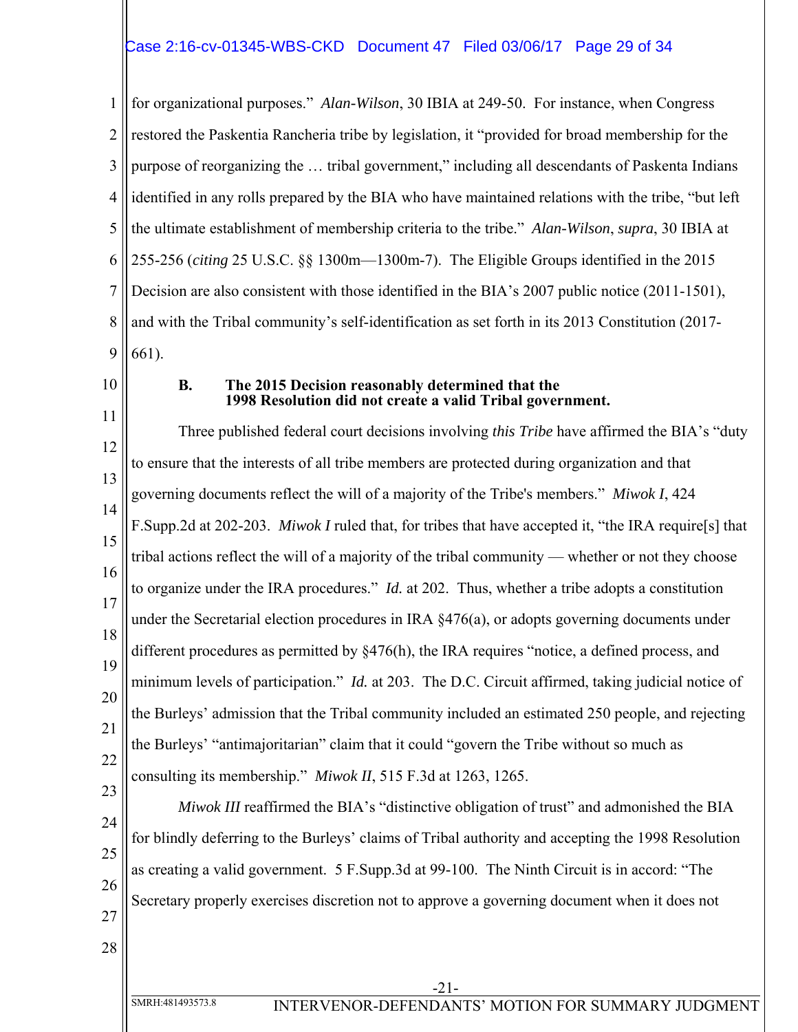for organizational purposes." *Alan-Wilson*, 30 IBIA at 249-50. For instance, when Congress restored the Paskentia Rancheria tribe by legislation, it "provided for broad membership for the purpose of reorganizing the … tribal government," including all descendants of Paskenta Indians identified in any rolls prepared by the BIA who have maintained relations with the tribe, "but left the ultimate establishment of membership criteria to the tribe." *Alan-Wilson*, *supra*, 30 IBIA at 255-256 (*citing* 25 U.S.C. §§ 1300m—1300m-7). The Eligible Groups identified in the 2015 Decision are also consistent with those identified in the BIA's 2007 public notice (2011-1501), and with the Tribal community's self-identification as set forth in its 2013 Constitution (2017-661).

### B. The 2015 Decision reasonably determined that the 1998 Resolution did not create a valid Tribal government.

Three published federal court decisions involving *this Tribe* have affirmed the BIA's "duty to ensure that the interests of all tribe members are protected during organization and that governing documents reflect the will of a majority of the Tribe's members." *Miwok I*, 424 F.Supp.2d at 202-203. *Miwok I* ruled that, for tribes that have accepted it, "the IRA require[s] that tribal actions reflect the will of a majority of the tribal community — whether or not they choose to organize under the IRA procedures." *Id.* at 202. Thus, whether a tribe adopts a constitution under the Secretarial election procedures in IRA §476(a), or adopts governing documents under different procedures as permitted by §476(h), the IRA requires "notice, a defined process, and minimum levels of participation." *Id.* at 203. The D.C. Circuit affirmed, taking judicial notice of the Burleys' admission that the Tribal community included an estimated 250 people, and rejecting the Burleys' "antimajoritarian" claim that it could "govern the Tribe without so much as consulting its membership." *Miwok II*, 515 F.3d at 1263, 1265.

*Miwok III* reaffirmed the BIA's "distinctive obligation of trust" and admonished the BIA for blindly deferring to the Burleys' claims of Tribal authority and accepting the 1998 Resolution as creating a valid government. 5 F.Supp.3d at 99-100. The Ninth Circuit is in accord: "The Secretary properly exercises discretion not to approve a governing document when it does not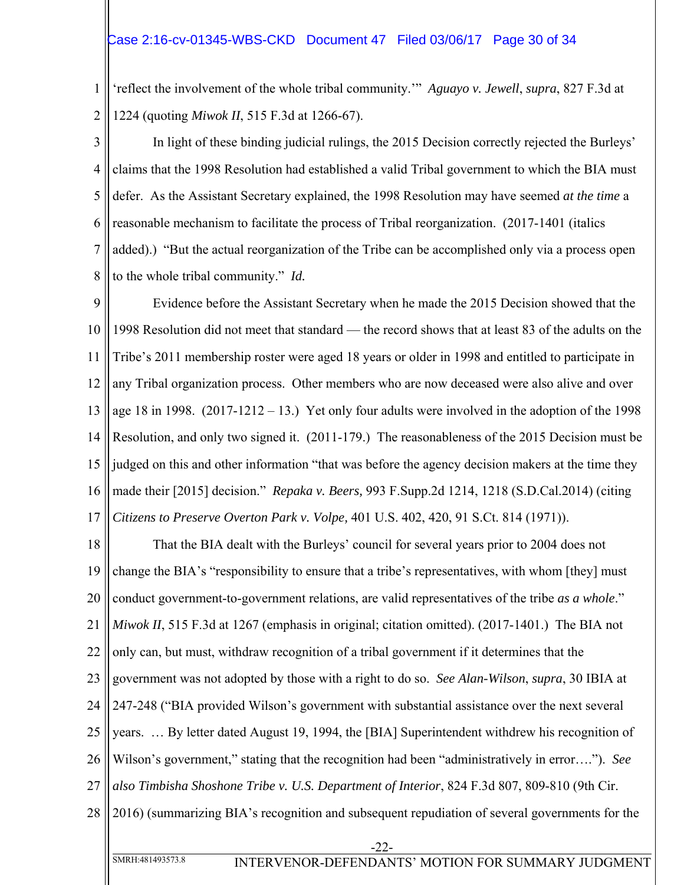'reflect the involvement of the whole tribal community.'" *Aguayo v. Jewell*, *supra*, 827 F.3d at 1224 (quoting *Miwok II*, 515 F.3d at 1266-67).

In light of these binding judicial rulings, the 2015 Decision correctly rejected the Burleys' claims that the 1998 Resolution had established a valid Tribal government to which the BIA must defer. As the Assistant Secretary explained, the 1998 Resolution may have seemed *at the time* a reasonable mechanism to facilitate the process of Tribal reorganization. (2017-1401 (italics added).) "But the actual reorganization of the Tribe can be accomplished only via a process open to the whole tribal community." *Id.*

Evidence before the Assistant Secretary when he made the 2015 Decision showed that the 1998 Resolution did not meet that standard — the record shows that at least 83 of the adults on the Tribe's 2011 membership roster were aged 18 years or older in 1998 and entitled to participate in any Tribal organization process. Other members who are now deceased were also alive and over age 18 in 1998. (2017-1212 – 13.) Yet only four adults were involved in the adoption of the 1998 Resolution, and only two signed it. (2011-179.) The reasonableness of the 2015 Decision must be judged on this and other information "that was before the agency decision makers at the time they made their [2015] decision." *Repaka v. Beers,* 993 F.Supp.2d 1214, 1218 (S.D.Cal.2014) (citing *Citizens to Preserve Overton Park v. Volpe,* 401 U.S. 402, 420, 91 S.Ct. 814 (1971)).

That the BIA dealt with the Burleys' council for several years prior to 2004 does not change the BIA's "responsibility to ensure that a tribe's representatives, with whom [they] must conduct government-to-government relations, are valid representatives of the tribe *as a whole*." *Miwok II*, 515 F.3d at 1267 (emphasis in original; citation omitted). (2017-1401.) The BIA not only can, but must, withdraw recognition of a tribal government if it determines that the government was not adopted by those with a right to do so. *See Alan-Wilson*, *supra*, 30 IBIA at 247-248 ("BIA provided Wilson's government with substantial assistance over the next several years. … By letter dated August 19, 1994, the [BIA] Superintendent withdrew his recognition of Wilson's government," stating that the recognition had been "administratively in error…."). *See also Timbisha Shoshone Tribe v. U.S. Department of Interior*, 824 F.3d 807, 809-810 (9th Cir. 2016) (summarizing BIA's recognition and subsequent repudiation of several governments for the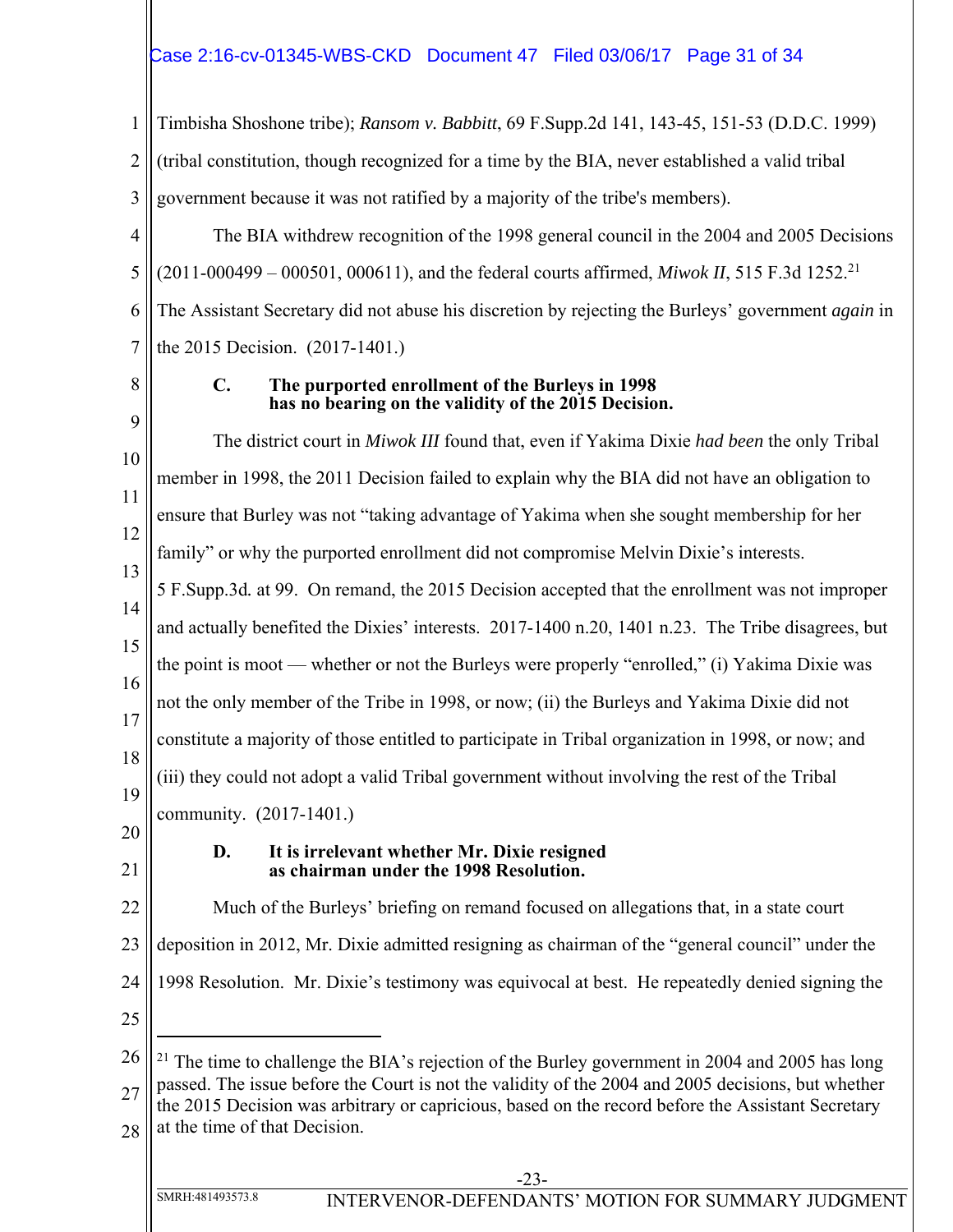Timbisha Shoshone tribe); *Ransom v. Babbitt*, 69 F.Supp.2d 141, 143-45, 151-53 (D.D.C. 1999) (tribal constitution, though recognized for a time by the BIA, never established a valid tribal government because it was not ratified by a majority of the tribe's members).

The BIA withdrew recognition of the 1998 general council in the 2004 and 2005 Decisions (2011-000499 – 000501, 000611), and the federal courts affirmed, *Miwok II*, 515 F.3d 1252.[21] The Assistant Secretary did not abuse his discretion by rejecting the Burleys' government *again* in the 2015 Decision. (2017-1401.)

### C. The purported enrollment of the Burleys in 1998 has no bearing on the validity of the 2015 Decision.

The district court in *Miwok III* found that, even if Yakima Dixie *had been* the only Tribal member in 1998, the 2011 Decision failed to explain why the BIA did not have an obligation to ensure that Burley was not "taking advantage of Yakima when she sought membership for her family" or why the purported enrollment did not compromise Melvin Dixie's interests. 5 F.Supp.3d. at 99. On remand, the 2015 Decision accepted that the enrollment was not improper and actually benefited the Dixies' interests. 2017-1400 n.20, 1401 n.23. The Tribe disagrees, but the point is moot — whether or not the Burleys were properly "enrolled," (i) Yakima Dixie was not the only member of the Tribe in 1998, or now; (ii) the Burleys and Yakima Dixie did not constitute a majority of those entitled to participate in Tribal organization in 1998, or now; and (iii) they could not adopt a valid Tribal government without involving the rest of the Tribal community. (2017-1401.)

### D. It is irrelevant whether Mr. Dixie resigned as chairman under the 1998 Resolution.

Much of the Burleys' briefing on remand focused on allegations that, in a state court deposition in 2012, Mr. Dixie admitted resigning as chairman of the "general council" under the 1998 Resolution. Mr. Dixie's testimony was equivocal at best. He repeatedly denied signing the

---

[21] The time to challenge the BIA's rejection of the Burley government in 2004 and 2005 has long passed. The issue before the Court is not the validity of the 2004 and 2005 decisions, but whether the 2015 Decision was arbitrary or capricious, based on the record before the Assistant Secretary at the time of that Decision.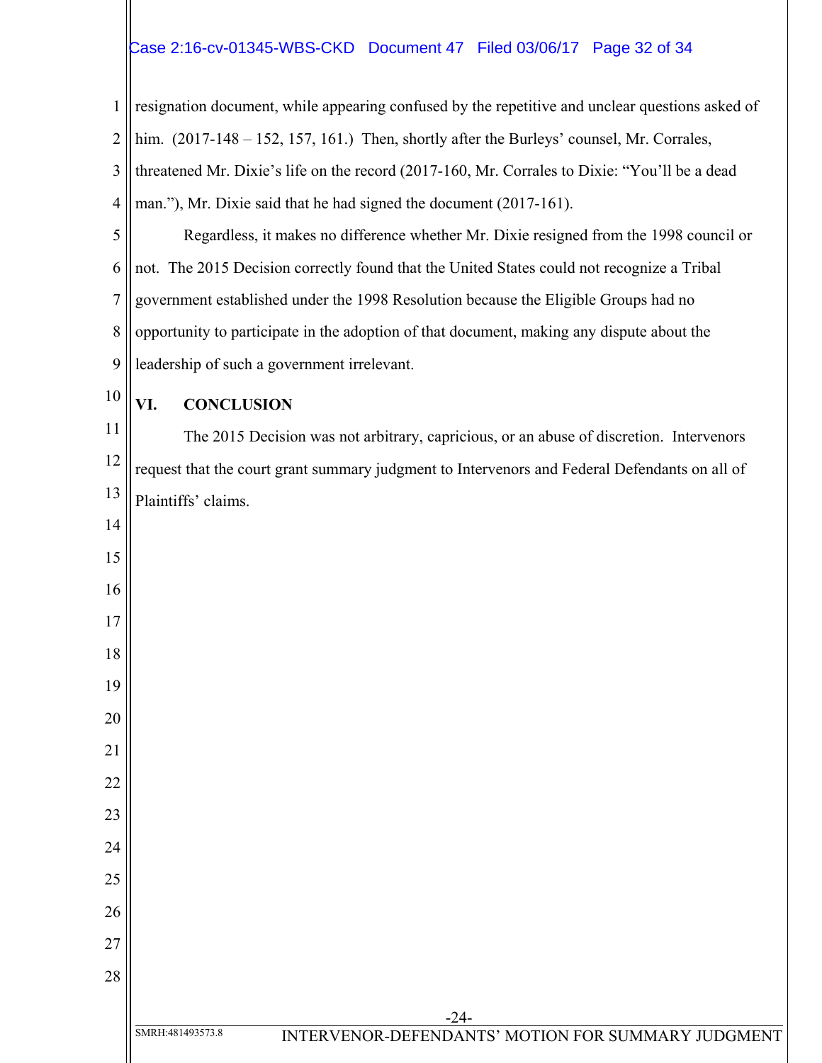resignation document, while appearing confused by the repetitive and unclear questions asked of him. (2017-148 – 152, 157, 161.) Then, shortly after the Burleys' counsel, Mr. Corrales, threatened Mr. Dixie's life on the record (2017-160, Mr. Corrales to Dixie: "You'll be a dead man."), Mr. Dixie said that he had signed the document (2017-161).

Regardless, it makes no difference whether Mr. Dixie resigned from the 1998 council or not. The 2015 Decision correctly found that the United States could not recognize a Tribal government established under the 1998 Resolution because the Eligible Groups had no opportunity to participate in the adoption of that document, making any dispute about the leadership of such a government irrelevant.

## VI. CONCLUSION

The 2015 Decision was not arbitrary, capricious, or an abuse of discretion. Intervenors request that the court grant summary judgment to Intervenors and Federal Defendants on all of Plaintiffs' claims.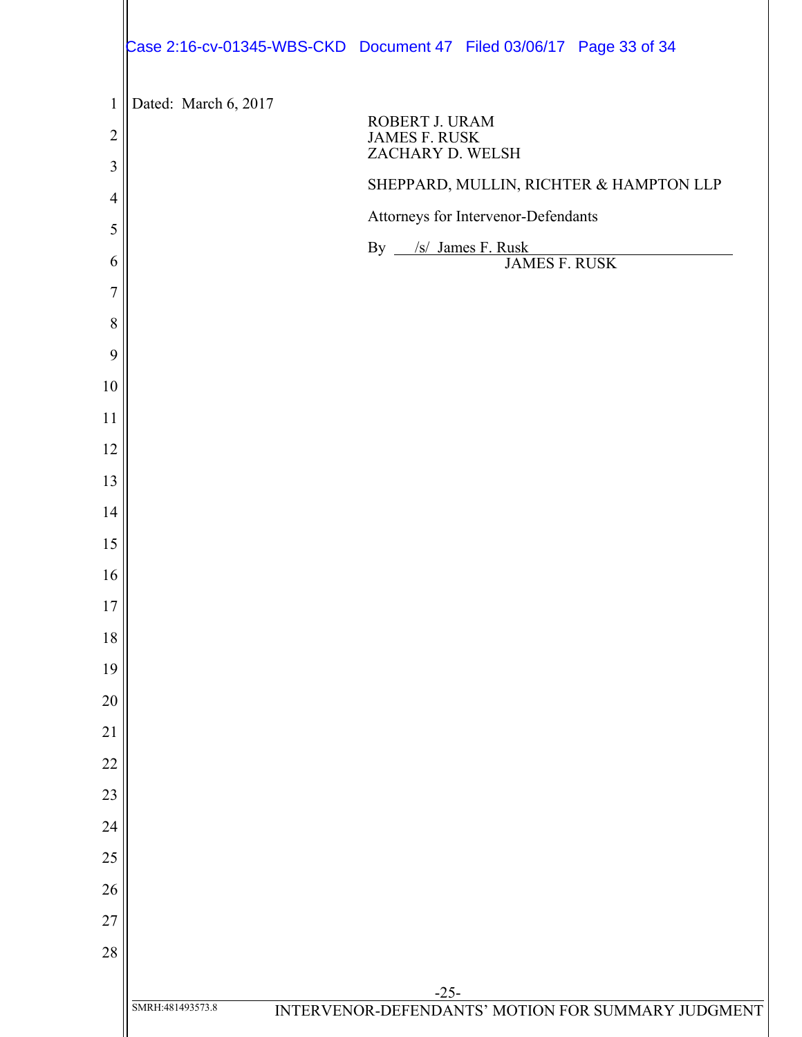Dated: March 6, 2017

ROBERT J. URAM
JAMES F. RUSK
ZACHARY D. WELSH

SHEPPARD, MULLIN, RICHTER & HAMPTON LLP

Attorneys for Intervenor-Defendants

By /s/ James F. Rusk
JAMES F. RUSK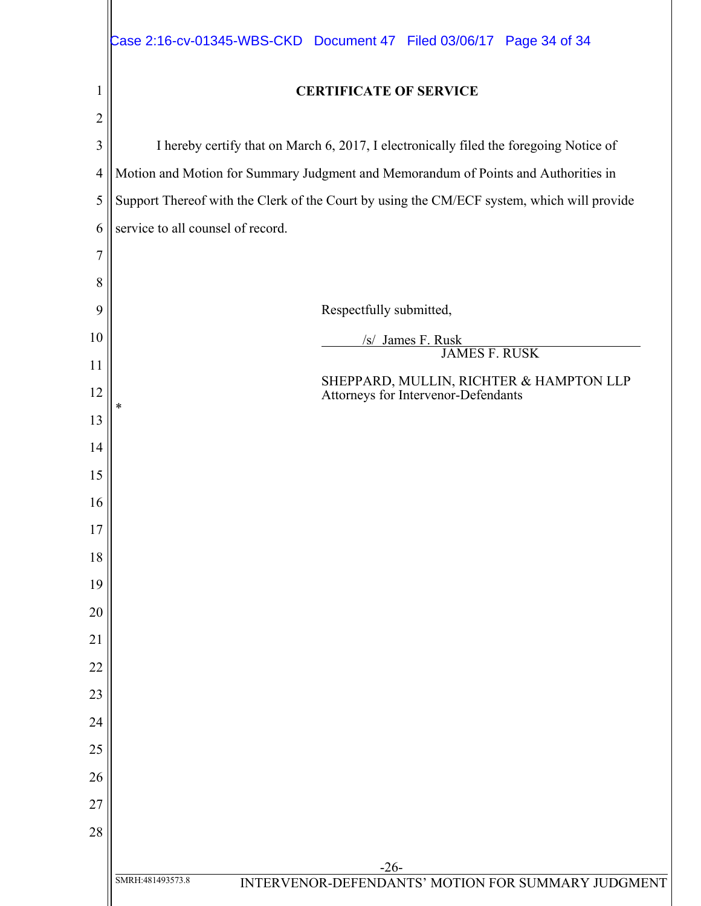**CERTIFICATE OF SERVICE**

I hereby certify that on March 6, 2017, I electronically filed the foregoing Notice of Motion and Motion for Summary Judgment and Memorandum of Points and Authorities in Support Thereof with the Clerk of the Court by using the CM/ECF system, which will provide service to all counsel of record.

Respectfully submitted,

/s/ James F. Rusk
JAMES F. RUSK

SHEPPARD, MULLIN, RICHTER & HAMPTON LLP
Attorneys for Intervenor-Defendants

*